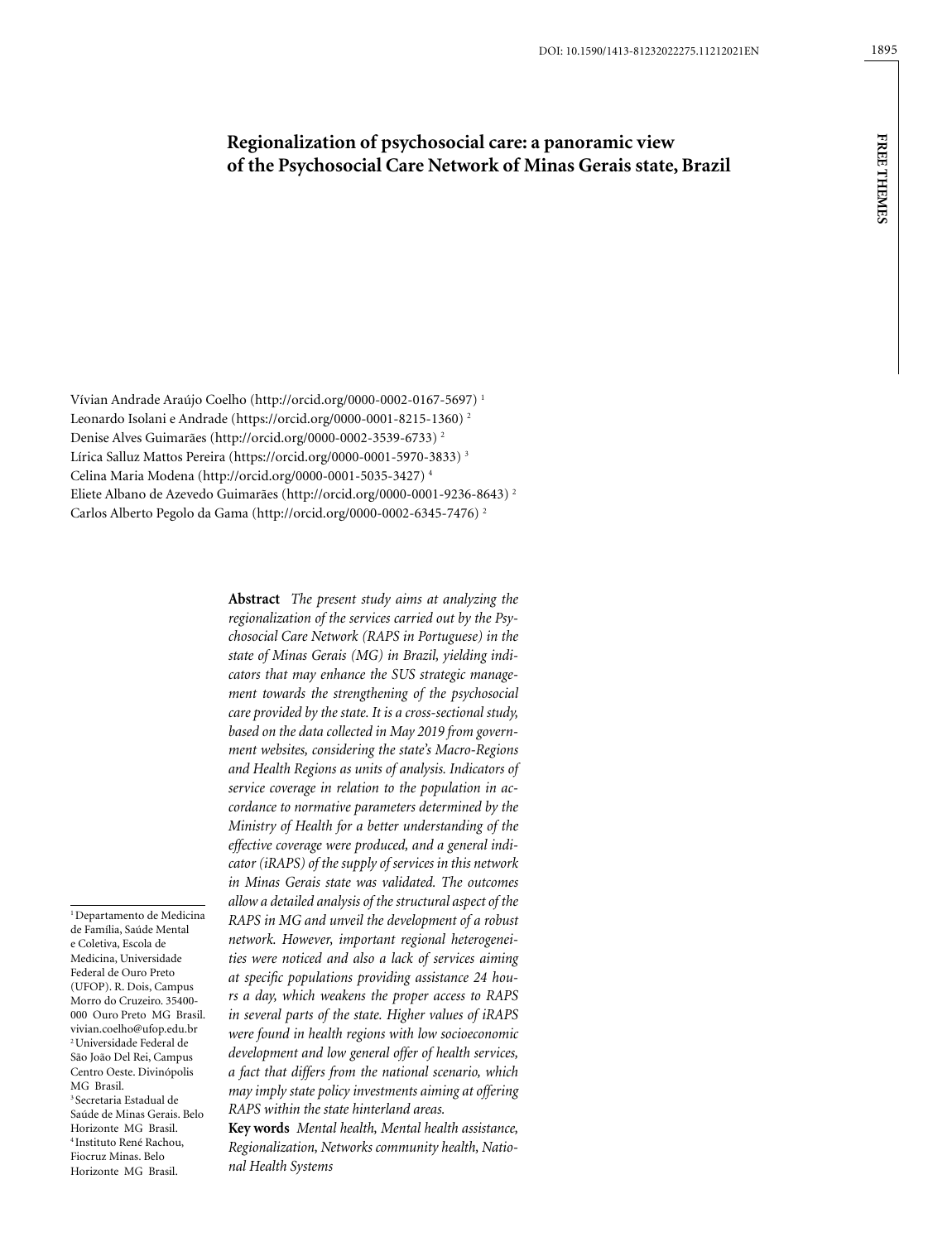# Regionalization of psychosocial care: a panoramic view of the Psychosocial Care Network of Minas Gerais state, Brazil

Vívian Andrade Araújo Coelho (http://orcid.org/0000-0002-0167-5697) [1]
Leonardo Isolani e Andrade (https://orcid.org/0000-0001-8215-1360) [2]
Denise Alves Guimarães (http://orcid.org/0000-0002-3539-6733) [2]
Lírica Salluz Mattos Pereira (https://orcid.org/0000-0001-5970-3833) [3]
Celina Maria Modena (http://orcid.org/0000-0001-5035-3427) [4]
Eliete Albano de Azevedo Guimarães (http://orcid.org/0000-0001-9236-8643) [2]
Carlos Alberto Pegolo da Gama (http://orcid.org/0000-0002-6345-7476) [2]

**Abstract** *The present study aims at analyzing the regionalization of the services carried out by the Psychosocial Care Network (RAPS in Portuguese) in the state of Minas Gerais (MG) in Brazil, yielding indicators that may enhance the SUS strategic management towards the strengthening of the psychosocial care provided by the state. It is a cross-sectional study, based on the data collected in May 2019 from government websites, considering the state's Macro-Regions and Health Regions as units of analysis. Indicators of service coverage in relation to the population in accordance to normative parameters determined by the Ministry of Health for a better understanding of the effective coverage were produced, and a general indicator (iRAPS) of the supply of services in this network in Minas Gerais state was validated. The outcomes allow a detailed analysis of the structural aspect of the RAPS in MG and unveil the development of a robust network. However, important regional heterogeneities were noticed and also a lack of services aiming at specific populations providing assistance 24 hours a day, which weakens the proper access to RAPS in several parts of the state. Higher values of iRAPS were found in health regions with low socioeconomic development and low general offer of health services, a fact that differs from the national scenario, which may imply state policy investments aiming at offering RAPS within the state hinterland areas.*

**Key words** *Mental health, Mental health assistance, Regionalization, Networks community health, National Health Systems*

[1] Departamento de Medicina de Família, Saúde Mental e Coletiva, Escola de Medicina, Universidade Federal de Ouro Preto (UFOP). R. Dois, Campus Morro do Cruzeiro. 35400-000 Ouro Preto MG Brasil. vivian.coelho@ufop.edu.br
[2] Universidade Federal de São João Del Rei, Campus Centro Oeste. Divinópolis MG Brasil.
[3] Secretaria Estadual de Saúde de Minas Gerais. Belo Horizonte MG Brasil.
[4] Instituto René Rachou, Fiocruz Minas. Belo Horizonte MG Brasil.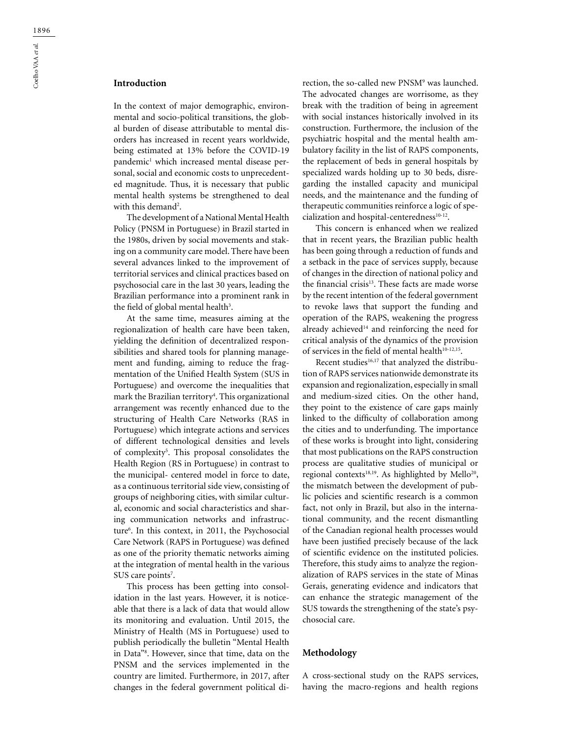## Introduction

In the context of major demographic, environmental and socio-political transitions, the global burden of disease attributable to mental disorders has increased in recent years worldwide, being estimated at 13% before the COVID-19 pandemic[1] which increased mental disease personal, social and economic costs to unprecedented magnitude. Thus, it is necessary that public mental health systems be strengthened to deal with this demand[2].

The development of a National Mental Health Policy (PNSM in Portuguese) in Brazil started in the 1980s, driven by social movements and staking on a community care model. There have been several advances linked to the improvement of territorial services and clinical practices based on psychosocial care in the last 30 years, leading the Brazilian performance into a prominent rank in the field of global mental health[3].

At the same time, measures aiming at the regionalization of health care have been taken, yielding the definition of decentralized responsibilities and shared tools for planning management and funding, aiming to reduce the fragmentation of the Unified Health System (SUS in Portuguese) and overcome the inequalities that mark the Brazilian territory[4]. This organizational arrangement was recently enhanced due to the structuring of Health Care Networks (RAS in Portuguese) which integrate actions and services of different technological densities and levels of complexity[5]. This proposal consolidates the Health Region (RS in Portuguese) in contrast to the municipal- centered model in force to date, as a continuous territorial side view, consisting of groups of neighboring cities, with similar cultural, economic and social characteristics and sharing communication networks and infrastructure[6]. In this context, in 2011, the Psychosocial Care Network (RAPS in Portuguese) was defined as one of the priority thematic networks aiming at the integration of mental health in the various SUS care points[7].

This process has been getting into consolidation in the last years. However, it is noticeable that there is a lack of data that would allow its monitoring and evaluation. Until 2015, the Ministry of Health (MS in Portuguese) used to publish periodically the bulletin "Mental Health in Data"[8]. However, since that time, data on the PNSM and the services implemented in the country are limited. Furthermore, in 2017, after changes in the federal government political direction, the so-called new PNSM[9] was launched. The advocated changes are worrisome, as they break with the tradition of being in agreement with social instances historically involved in its construction. Furthermore, the inclusion of the psychiatric hospital and the mental health ambulatory facility in the list of RAPS components, the replacement of beds in general hospitals by specialized wards holding up to 30 beds, disregarding the installed capacity and municipal needs, and the maintenance and the funding of therapeutic communities reinforce a logic of specialization and hospital-centeredness[10-12].

This concern is enhanced when we realized that in recent years, the Brazilian public health has been going through a reduction of funds and a setback in the pace of services supply, because of changes in the direction of national policy and the financial crisis[13]. These facts are made worse by the recent intention of the federal government to revoke laws that support the funding and operation of the RAPS, weakening the progress already achieved[14] and reinforcing the need for critical analysis of the dynamics of the provision of services in the field of mental health[10-12,15].

Recent studies[16,17] that analyzed the distribution of RAPS services nationwide demonstrate its expansion and regionalization, especially in small and medium-sized cities. On the other hand, they point to the existence of care gaps mainly linked to the difficulty of collaboration among the cities and to underfunding. The importance of these works is brought into light, considering that most publications on the RAPS construction process are qualitative studies of municipal or regional contexts[18,19]. As highlighted by Mello[20], the mismatch between the development of public policies and scientific research is a common fact, not only in Brazil, but also in the international community, and the recent dismantling of the Canadian regional health processes would have been justified precisely because of the lack of scientific evidence on the instituted policies. Therefore, this study aims to analyze the regionalization of RAPS services in the state of Minas Gerais, generating evidence and indicators that can enhance the strategic management of the SUS towards the strengthening of the state's psychosocial care.

## Methodology

A cross-sectional study on the RAPS services, having the macro-regions and health regions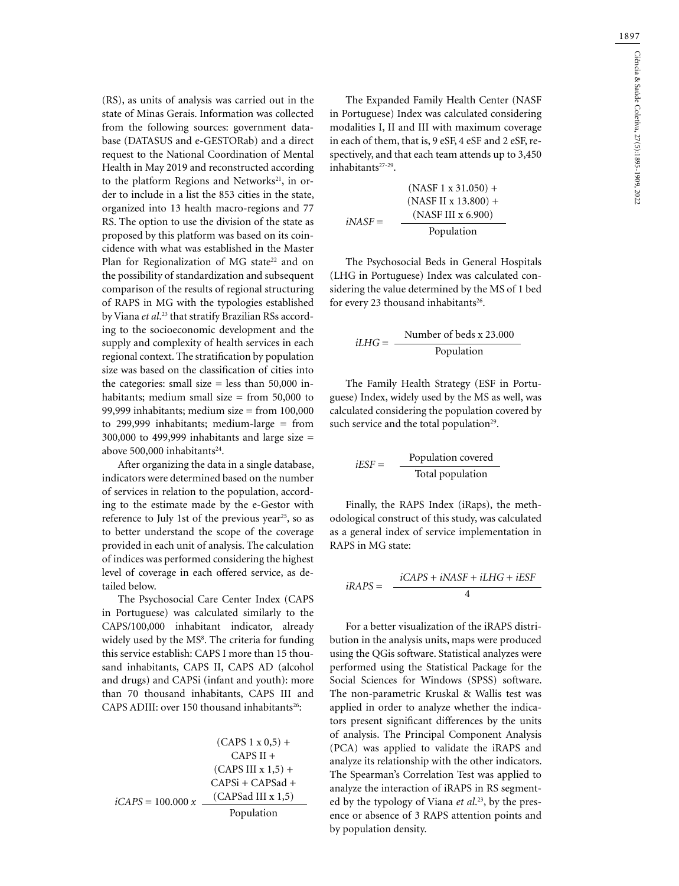(RS), as units of analysis was carried out in the state of Minas Gerais. Information was collected from the following sources: government database (DATASUS and e-GESTORab) and a direct request to the National Coordination of Mental Health in May 2019 and reconstructed according to the platform Regions and Networks[21], in order to include in a list the 853 cities in the state, organized into 13 health macro-regions and 77 RS. The option to use the division of the state as proposed by this platform was based on its coincidence with what was established in the Master Plan for Regionalization of MG state[22] and on the possibility of standardization and subsequent comparison of the results of regional structuring of RAPS in MG with the typologies established by Viana *et al.*[23] that stratify Brazilian RSs according to the socioeconomic development and the supply and complexity of health services in each regional context. The stratification by population size was based on the classification of cities into the categories: small size = less than 50,000 inhabitants; medium small size = from 50,000 to 99,999 inhabitants; medium size = from 100,000 to 299,999 inhabitants; medium-large = from 300,000 to 499,999 inhabitants and large size = above 500,000 inhabitants[24].

After organizing the data in a single database, indicators were determined based on the number of services in relation to the population, according to the estimate made by the e-Gestor with reference to July 1st of the previous year[25], so as to better understand the scope of the coverage provided in each unit of analysis. The calculation of indices was performed considering the highest level of coverage in each offered service, as detailed below.

The Psychosocial Care Center Index (CAPS in Portuguese) was calculated similarly to the CAPS/100,000 inhabitant indicator, already widely used by the MS[8]. The criteria for funding this service establish: CAPS I more than 15 thousand inhabitants, CAPS II, CAPS AD (alcohol and drugs) and CAPSi (infant and youth): more than 70 thousand inhabitants, CAPS III and CAPS ADIII: over 150 thousand inhabitants[26]:

$$iCAPS = 100.000 \; x \; \frac{(\text{CAPS 1 x } 0{,}5) + \text{CAPS II} + (\text{CAPS III x } 1{,}5) + \text{CAPSi} + \text{CAPSad} + (\text{CAPSad III x } 1{,}5)}{\text{Population}}$$

The Expanded Family Health Center (NASF in Portuguese) Index was calculated considering modalities I, II and III with maximum coverage in each of them, that is, 9 eSF, 4 eSF and 2 eSF, respectively, and that each team attends up to 3,450 inhabitants[27-29].

$$iNASF = \frac{(\text{NASF 1 x } 31.050) + (\text{NASF II x } 13.800) + (\text{NASF III x } 6.900)}{\text{Population}}$$

The Psychosocial Beds in General Hospitals (LHG in Portuguese) Index was calculated considering the value determined by the MS of 1 bed for every 23 thousand inhabitants[26].

$$iLHG = \frac{\text{Number of beds x } 23.000}{\text{Population}}$$

The Family Health Strategy (ESF in Portuguese) Index, widely used by the MS as well, was calculated considering the population covered by such service and the total population[29].

$$iESF = \frac{\text{Population covered}}{\text{Total population}}$$

Finally, the RAPS Index (iRaps), the methodological construct of this study, was calculated as a general index of service implementation in RAPS in MG state:

$$iRAPS = \frac{iCAPS + iNASF + iLHG + iESF}{4}$$

For a better visualization of the iRAPS distribution in the analysis units, maps were produced using the QGis software. Statistical analyzes were performed using the Statistical Package for the Social Sciences for Windows (SPSS) software. The non-parametric Kruskal & Wallis test was applied in order to analyze whether the indicators present significant differences by the units of analysis. The Principal Component Analysis (PCA) was applied to validate the iRAPS and analyze its relationship with the other indicators. The Spearman's Correlation Test was applied to analyze the interaction of iRAPS in RS segmented by the typology of Viana *et al.*[23], by the presence or absence of 3 RAPS attention points and by population density.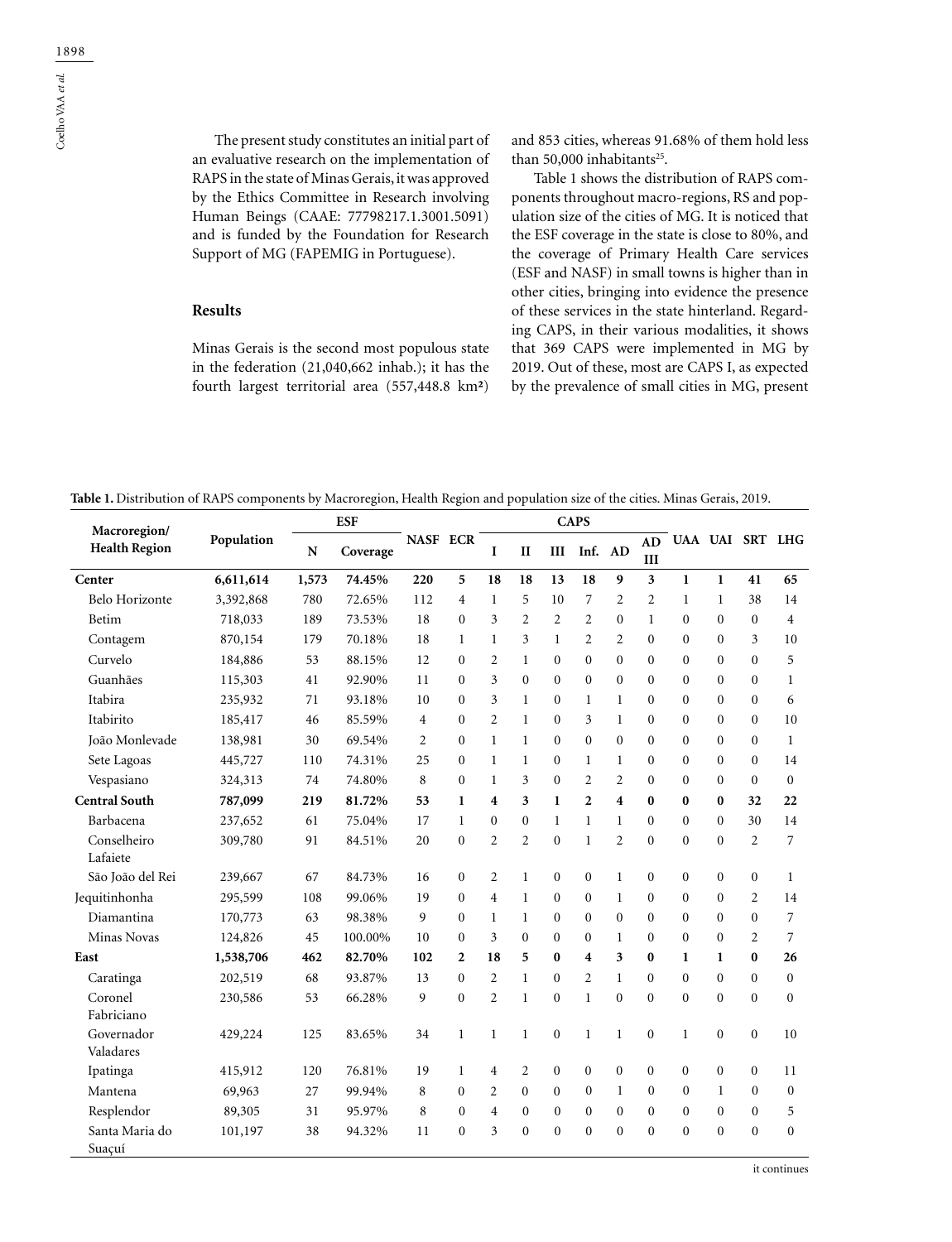The present study constitutes an initial part of an evaluative research on the implementation of RAPS in the state of Minas Gerais, it was approved by the Ethics Committee in Research involving Human Beings (CAAE: 77798217.1.3001.5091) and is funded by the Foundation for Research Support of MG (FAPEMIG in Portuguese).

## Results

Minas Gerais is the second most populous state in the federation (21,040,662 inhab.); it has the fourth largest territorial area (557,448.8 km²) and 853 cities, whereas 91.68% of them hold less than 50,000 inhabitants[25].

Table 1 shows the distribution of RAPS components throughout macro-regions, RS and population size of the cities of MG. It is noticed that the ESF coverage in the state is close to 80%, and the coverage of Primary Health Care services (ESF and NASF) in small towns is higher than in other cities, bringing into evidence the presence of these services in the state hinterland. Regarding CAPS, in their various modalities, it shows that 369 CAPS were implemented in MG by 2019. Out of these, most are CAPS I, as expected by the prevalence of small cities in MG, present

**Table 1.** Distribution of RAPS components by Macroregion, Health Region and population size of the cities. Minas Gerais, 2019.

| Macroregion/ Health Region | Population | ESF | | NASF | ECR | CAPS | | | | | | UAA | UAI | SRT | LHG |
|---|---|---|---|---|---|---|---|---|---|---|---|---|---|---|---|
| | | N | Coverage | | | I | II | III | Inf. | AD | AD III | | | | |
| **Center** | **6,611,614** | **1,573** | **74.45%** | **220** | **5** | **18** | **18** | **13** | **18** | **9** | **3** | **1** | **1** | **41** | **65** |
| Belo Horizonte | 3,392,868 | 780 | 72.65% | 112 | 4 | 1 | 5 | 10 | 7 | 2 | 2 | 1 | 1 | 38 | 14 |
| Betim | 718,033 | 189 | 73.53% | 18 | 0 | 3 | 2 | 2 | 2 | 0 | 1 | 0 | 0 | 0 | 4 |
| Contagem | 870,154 | 179 | 70.18% | 18 | 1 | 1 | 3 | 1 | 2 | 2 | 0 | 0 | 0 | 3 | 10 |
| Curvelo | 184,886 | 53 | 88.15% | 12 | 0 | 2 | 1 | 0 | 0 | 0 | 0 | 0 | 0 | 0 | 5 |
| Guanhães | 115,303 | 41 | 92.90% | 11 | 0 | 3 | 0 | 0 | 0 | 0 | 0 | 0 | 0 | 0 | 1 |
| Itabira | 235,932 | 71 | 93.18% | 10 | 0 | 3 | 1 | 0 | 1 | 1 | 0 | 0 | 0 | 0 | 6 |
| Itabirito | 185,417 | 46 | 85.59% | 4 | 0 | 2 | 1 | 0 | 3 | 1 | 0 | 0 | 0 | 0 | 10 |
| João Monlevade | 138,981 | 30 | 69.54% | 2 | 0 | 1 | 1 | 0 | 0 | 0 | 0 | 0 | 0 | 0 | 1 |
| Sete Lagoas | 445,727 | 110 | 74.31% | 25 | 0 | 1 | 1 | 0 | 1 | 1 | 0 | 0 | 0 | 0 | 14 |
| Vespasiano | 324,313 | 74 | 74.80% | 8 | 0 | 1 | 3 | 0 | 2 | 2 | 0 | 0 | 0 | 0 | 0 |
| **Central South** | **787,099** | **219** | **81.72%** | **53** | **1** | **4** | **3** | **1** | **2** | **4** | **0** | **0** | **0** | **32** | **22** |
| Barbacena | 237,652 | 61 | 75.04% | 17 | 1 | 0 | 0 | 1 | 1 | 1 | 0 | 0 | 0 | 30 | 14 |
| Conselheiro Lafaiete | 309,780 | 91 | 84.51% | 20 | 0 | 2 | 2 | 0 | 1 | 2 | 0 | 0 | 0 | 2 | 7 |
| São João del Rei | 239,667 | 67 | 84.73% | 16 | 0 | 2 | 1 | 0 | 0 | 1 | 0 | 0 | 0 | 0 | 1 |
| Jequitinhonha | 295,599 | 108 | 99.06% | 19 | 0 | 4 | 1 | 0 | 0 | 1 | 0 | 0 | 0 | 2 | 14 |
| Diamantina | 170,773 | 63 | 98.38% | 9 | 0 | 1 | 1 | 0 | 0 | 0 | 0 | 0 | 0 | 0 | 7 |
| Minas Novas | 124,826 | 45 | 100.00% | 10 | 0 | 3 | 0 | 0 | 0 | 1 | 0 | 0 | 0 | 2 | 7 |
| **East** | **1,538,706** | **462** | **82.70%** | **102** | **2** | **18** | **5** | **0** | **4** | **3** | **0** | **1** | **1** | **0** | **26** |
| Caratinga | 202,519 | 68 | 93.87% | 13 | 0 | 2 | 1 | 0 | 2 | 1 | 0 | 0 | 0 | 0 | 0 |
| Coronel Fabriciano | 230,586 | 53 | 66.28% | 9 | 0 | 2 | 1 | 0 | 1 | 0 | 0 | 0 | 0 | 0 | 0 |
| Governador Valadares | 429,224 | 125 | 83.65% | 34 | 1 | 1 | 1 | 0 | 1 | 1 | 0 | 1 | 0 | 0 | 10 |
| Ipatinga | 415,912 | 120 | 76.81% | 19 | 1 | 4 | 2 | 0 | 0 | 0 | 0 | 0 | 0 | 0 | 11 |
| Mantena | 69,963 | 27 | 99.94% | 8 | 0 | 2 | 0 | 0 | 0 | 1 | 0 | 0 | 1 | 0 | 0 |
| Resplendor | 89,305 | 31 | 95.97% | 8 | 0 | 4 | 0 | 0 | 0 | 0 | 0 | 0 | 0 | 0 | 5 |
| Santa Maria do Suaçuí | 101,197 | 38 | 94.32% | 11 | 0 | 3 | 0 | 0 | 0 | 0 | 0 | 0 | 0 | 0 | 0 |

it continues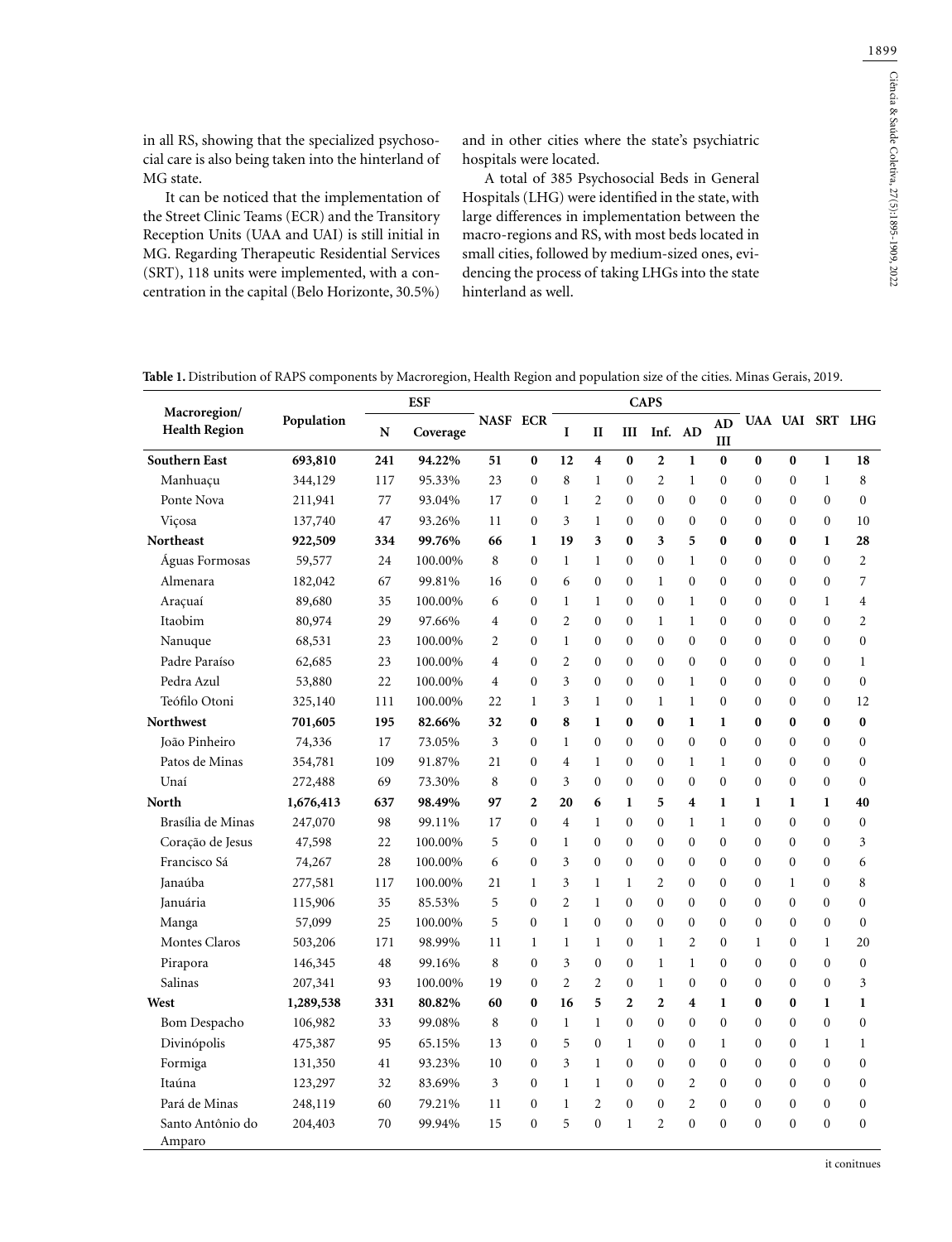in all RS, showing that the specialized psychosocial care is also being taken into the hinterland of MG state.

It can be noticed that the implementation of the Street Clinic Teams (ECR) and the Transitory Reception Units (UAA and UAI) is still initial in MG. Regarding Therapeutic Residential Services (SRT), 118 units were implemented, with a concentration in the capital (Belo Horizonte, 30.5%) and in other cities where the state's psychiatric hospitals were located.

A total of 385 Psychosocial Beds in General Hospitals (LHG) were identified in the state, with large differences in implementation between the macro-regions and RS, with most beds located in small cities, followed by medium-sized ones, evidencing the process of taking LHGs into the state hinterland as well.

**Table 1.** Distribution of RAPS components by Macroregion, Health Region and population size of the cities. Minas Gerais, 2019.

| Macroregion/ Health Region | Population | ESF | | NASF | ECR | CAPS | | | | | | UAA | UAI | SRT | LHG |
|---|---|---|---|---|---|---|---|---|---|---|---|---|---|---|---|
| | | N | Coverage | | | I | II | III | Inf. | AD | AD III | | | | |
| **Southern East** | **693,810** | **241** | **94.22%** | **51** | **0** | **12** | **4** | **0** | **2** | **1** | **0** | **0** | **0** | **1** | **18** |
| Manhuaçu | 344,129 | 117 | 95.33% | 23 | 0 | 8 | 1 | 0 | 2 | 1 | 0 | 0 | 0 | 1 | 8 |
| Ponte Nova | 211,941 | 77 | 93.04% | 17 | 0 | 1 | 2 | 0 | 0 | 0 | 0 | 0 | 0 | 0 | 0 |
| Viçosa | 137,740 | 47 | 93.26% | 11 | 0 | 3 | 1 | 0 | 0 | 0 | 0 | 0 | 0 | 0 | 10 |
| **Northeast** | **922,509** | **334** | **99.76%** | **66** | **1** | **19** | **3** | **0** | **3** | **5** | **0** | **0** | **0** | **1** | **28** |
| Águas Formosas | 59,577 | 24 | 100.00% | 8 | 0 | 1 | 1 | 0 | 0 | 1 | 0 | 0 | 0 | 0 | 2 |
| Almenara | 182,042 | 67 | 99.81% | 16 | 0 | 6 | 0 | 0 | 1 | 0 | 0 | 0 | 0 | 0 | 7 |
| Araçuaí | 89,680 | 35 | 100.00% | 6 | 0 | 1 | 1 | 0 | 0 | 1 | 0 | 0 | 0 | 1 | 4 |
| Itaobim | 80,974 | 29 | 97.66% | 4 | 0 | 2 | 0 | 0 | 1 | 1 | 0 | 0 | 0 | 0 | 2 |
| Nanuque | 68,531 | 23 | 100.00% | 2 | 0 | 1 | 0 | 0 | 0 | 0 | 0 | 0 | 0 | 0 | 0 |
| Padre Paraíso | 62,685 | 23 | 100.00% | 4 | 0 | 2 | 0 | 0 | 0 | 0 | 0 | 0 | 0 | 0 | 1 |
| Pedra Azul | 53,880 | 22 | 100.00% | 4 | 0 | 3 | 0 | 0 | 0 | 1 | 0 | 0 | 0 | 0 | 0 |
| Teófilo Otoni | 325,140 | 111 | 100.00% | 22 | 1 | 3 | 1 | 0 | 1 | 1 | 0 | 0 | 0 | 0 | 12 |
| **Northwest** | **701,605** | **195** | **82.66%** | **32** | **0** | **8** | **1** | **0** | **0** | **1** | **1** | **0** | **0** | **0** | **0** |
| João Pinheiro | 74,336 | 17 | 73.05% | 3 | 0 | 1 | 0 | 0 | 0 | 0 | 0 | 0 | 0 | 0 | 0 |
| Patos de Minas | 354,781 | 109 | 91.87% | 21 | 0 | 4 | 1 | 0 | 0 | 1 | 1 | 0 | 0 | 0 | 0 |
| Unaí | 272,488 | 69 | 73.30% | 8 | 0 | 3 | 0 | 0 | 0 | 0 | 0 | 0 | 0 | 0 | 0 |
| **North** | **1,676,413** | **637** | **98.49%** | **97** | **2** | **20** | **6** | **1** | **5** | **4** | **1** | **1** | **1** | **1** | **40** |
| Brasília de Minas | 247,070 | 98 | 99.11% | 17 | 0 | 4 | 1 | 0 | 0 | 1 | 1 | 0 | 0 | 0 | 0 |
| Coração de Jesus | 47,598 | 22 | 100.00% | 5 | 0 | 1 | 0 | 0 | 0 | 0 | 0 | 0 | 0 | 0 | 3 |
| Francisco Sá | 74,267 | 28 | 100.00% | 6 | 0 | 3 | 0 | 0 | 0 | 0 | 0 | 0 | 0 | 0 | 6 |
| Janaúba | 277,581 | 117 | 100.00% | 21 | 1 | 3 | 1 | 1 | 2 | 0 | 0 | 0 | 1 | 0 | 8 |
| Januária | 115,906 | 35 | 85.53% | 5 | 0 | 2 | 1 | 0 | 0 | 0 | 0 | 0 | 0 | 0 | 0 |
| Manga | 57,099 | 25 | 100.00% | 5 | 0 | 1 | 0 | 0 | 0 | 0 | 0 | 0 | 0 | 0 | 0 |
| Montes Claros | 503,206 | 171 | 98.99% | 11 | 1 | 1 | 1 | 0 | 1 | 2 | 0 | 1 | 0 | 1 | 20 |
| Pirapora | 146,345 | 48 | 99.16% | 8 | 0 | 3 | 0 | 0 | 1 | 1 | 0 | 0 | 0 | 0 | 0 |
| Salinas | 207,341 | 93 | 100.00% | 19 | 0 | 2 | 2 | 0 | 1 | 0 | 0 | 0 | 0 | 0 | 3 |
| **West** | **1,289,538** | **331** | **80.82%** | **60** | **0** | **16** | **5** | **2** | **2** | **4** | **1** | **0** | **0** | **1** | **1** |
| Bom Despacho | 106,982 | 33 | 99.08% | 8 | 0 | 1 | 1 | 0 | 0 | 0 | 0 | 0 | 0 | 0 | 0 |
| Divinópolis | 475,387 | 95 | 65.15% | 13 | 0 | 5 | 0 | 1 | 0 | 0 | 1 | 0 | 0 | 1 | 1 |
| Formiga | 131,350 | 41 | 93.23% | 10 | 0 | 3 | 1 | 0 | 0 | 0 | 0 | 0 | 0 | 0 | 0 |
| Itaúna | 123,297 | 32 | 83.69% | 3 | 0 | 1 | 1 | 0 | 0 | 2 | 0 | 0 | 0 | 0 | 0 |
| Pará de Minas | 248,119 | 60 | 79.21% | 11 | 0 | 1 | 2 | 0 | 0 | 2 | 0 | 0 | 0 | 0 | 0 |
| Santo Antônio do Amparo | 204,403 | 70 | 99.94% | 15 | 0 | 5 | 0 | 1 | 2 | 0 | 0 | 0 | 0 | 0 | 0 |

it conitnues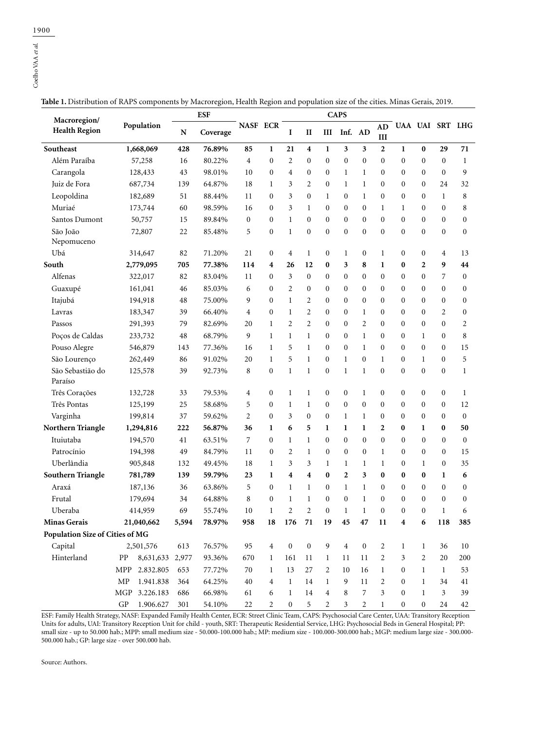**Table 1.** Distribution of RAPS components by Macroregion, Health Region and population size of the cities. Minas Gerais, 2019.

| Macroregion/ Health Region | | Population | ESF | | NASF | ECR | CAPS | | | | | | UAA | UAI | SRT | LHG |
|---|---|---|---|---|---|---|---|---|---|---|---|---|---|---|---|---|
| | | | N | Coverage | | | I | II | III | Inf. | AD | AD III | | | | |
| **Southeast** | | **1,668,069** | **428** | **76.89%** | **85** | **1** | **21** | **4** | **1** | **3** | **3** | **2** | **1** | **0** | **29** | **71** |
| Além Paraíba | | 57,258 | 16 | 80.22% | 4 | 0 | 2 | 0 | 0 | 0 | 0 | 0 | 0 | 0 | 0 | 1 |
| Carangola | | 128,433 | 43 | 98.01% | 10 | 0 | 4 | 0 | 0 | 1 | 1 | 0 | 0 | 0 | 0 | 9 |
| Juiz de Fora | | 687,734 | 139 | 64.87% | 18 | 1 | 3 | 2 | 0 | 1 | 1 | 0 | 0 | 0 | 24 | 32 |
| Leopoldina | | 182,689 | 51 | 88.44% | 11 | 0 | 3 | 0 | 1 | 0 | 1 | 0 | 0 | 0 | 1 | 8 |
| Muriaé | | 173,744 | 60 | 98.59% | 16 | 0 | 3 | 1 | 0 | 0 | 0 | 1 | 1 | 0 | 0 | 8 |
| Santos Dumont | | 50,757 | 15 | 89.84% | 0 | 0 | 1 | 0 | 0 | 0 | 0 | 0 | 0 | 0 | 0 | 0 |
| São João Nepomuceno | | 72,807 | 22 | 85.48% | 5 | 0 | 1 | 0 | 0 | 0 | 0 | 0 | 0 | 0 | 0 | 0 |
| Ubá | | 314,647 | 82 | 71.20% | 21 | 0 | 4 | 1 | 0 | 1 | 0 | 1 | 0 | 0 | 4 | 13 |
| **South** | | **2,779,095** | **705** | **77.38%** | **114** | **4** | **26** | **12** | **0** | **3** | **8** | **1** | **0** | **2** | **9** | **44** |
| Alfenas | | 322,017 | 82 | 83.04% | 11 | 0 | 3 | 0 | 0 | 0 | 0 | 0 | 0 | 0 | 7 | 0 |
| Guaxupé | | 161,041 | 46 | 85.03% | 6 | 0 | 2 | 0 | 0 | 0 | 0 | 0 | 0 | 0 | 0 | 0 |
| Itajubá | | 194,918 | 48 | 75.00% | 9 | 0 | 1 | 2 | 0 | 0 | 0 | 0 | 0 | 0 | 0 | 0 |
| Lavras | | 183,347 | 39 | 66.40% | 4 | 0 | 1 | 2 | 0 | 0 | 1 | 0 | 0 | 0 | 2 | 0 |
| Passos | | 291,393 | 79 | 82.69% | 20 | 1 | 2 | 2 | 0 | 0 | 2 | 0 | 0 | 0 | 0 | 2 |
| Poços de Caldas | | 233,732 | 48 | 68.79% | 9 | 1 | 1 | 1 | 0 | 0 | 1 | 0 | 0 | 1 | 0 | 8 |
| Pouso Alegre | | 546,879 | 143 | 77.36% | 16 | 1 | 5 | 1 | 0 | 0 | 1 | 0 | 0 | 0 | 0 | 15 |
| São Lourenço | | 262,449 | 86 | 91.02% | 20 | 1 | 5 | 1 | 0 | 1 | 0 | 1 | 0 | 1 | 0 | 5 |
| São Sebastião do Paraíso | | 125,578 | 39 | 92.73% | 8 | 0 | 1 | 1 | 0 | 1 | 1 | 0 | 0 | 0 | 0 | 1 |
| Três Corações | | 132,728 | 33 | 79.53% | 4 | 0 | 1 | 1 | 0 | 0 | 1 | 0 | 0 | 0 | 0 | 1 |
| Três Pontas | | 125,199 | 25 | 58.68% | 5 | 0 | 1 | 1 | 0 | 0 | 0 | 0 | 0 | 0 | 0 | 12 |
| Varginha | | 199,814 | 37 | 59.62% | 2 | 0 | 3 | 0 | 0 | 1 | 1 | 0 | 0 | 0 | 0 | 0 |
| **Northern Triangle** | | **1,294,816** | **222** | **56.87%** | **36** | **1** | **6** | **5** | **1** | **1** | **1** | **2** | **0** | **1** | **0** | **50** |
| Ituiutaba | | 194,570 | 41 | 63.51% | 7 | 0 | 1 | 1 | 0 | 0 | 0 | 0 | 0 | 0 | 0 | 0 |
| Patrocínio | | 194,398 | 49 | 84.79% | 11 | 0 | 2 | 1 | 0 | 0 | 0 | 1 | 0 | 0 | 0 | 15 |
| Uberlândia | | 905,848 | 132 | 49.45% | 18 | 1 | 3 | 3 | 1 | 1 | 1 | 1 | 0 | 1 | 0 | 35 |
| **Southern Triangle** | | **781,789** | **139** | **59.79%** | **23** | **1** | **4** | **4** | **0** | **2** | **3** | **0** | **0** | **0** | **1** | **6** |
| Araxá | | 187,136 | 36 | 63.86% | 5 | 0 | 1 | 1 | 0 | 1 | 1 | 0 | 0 | 0 | 0 | 0 |
| Frutal | | 179,694 | 34 | 64.88% | 8 | 0 | 1 | 1 | 0 | 0 | 1 | 0 | 0 | 0 | 0 | 0 |
| Uberaba | | 414,959 | 69 | 55.74% | 10 | 1 | 2 | 2 | 0 | 1 | 1 | 0 | 0 | 0 | 1 | 6 |
| **Minas Gerais** | | **21,040,662** | **5,594** | **78.97%** | **958** | **18** | **176** | **71** | **19** | **45** | **47** | **11** | **4** | **6** | **118** | **385** |
| **Population Size of Cities of MG** | | | | | | | | | | | | | | | | |
| Capital | | 2,501,576 | 613 | 76.57% | 95 | 4 | 0 | 0 | 9 | 4 | 0 | 2 | 1 | 1 | 36 | 10 |
| Hinterland | PP | 8,631,633 | 2,977 | 93.36% | 670 | 1 | 161 | 11 | 1 | 11 | 11 | 2 | 3 | 2 | 20 | 200 |
| | MPP | 2.832.805 | 653 | 77.72% | 70 | 1 | 13 | 27 | 2 | 10 | 16 | 1 | 0 | 1 | 1 | 53 |
| | MP | 1.941.838 | 364 | 64.25% | 40 | 4 | 1 | 14 | 1 | 9 | 11 | 2 | 0 | 1 | 34 | 41 |
| | MGP | 3.226.183 | 686 | 66.98% | 61 | 6 | 1 | 14 | 4 | 8 | 7 | 3 | 0 | 1 | 3 | 39 |
| | GP | 1.906.627 | 301 | 54.10% | 22 | 2 | 0 | 5 | 2 | 3 | 2 | 1 | 0 | 0 | 24 | 42 |

ESF: Family Health Strategy, NASF: Expanded Family Health Center, ECR: Street Clinic Team, CAPS: Psychosocial Care Center, UAA: Transitory Reception Units for adults, UAI: Transitory Reception Unit for child - youth, SRT: Therapeutic Residential Service, LHG: Psychosocial Beds in General Hospital; PP: small size - up to 50.000 hab.; MPP: small medium size - 50.000-100.000 hab.; MP: medium size - 100.000-300.000 hab.; MGP: medium large size - 300.000-500.000 hab.; GP: large size - over 500.000 hab.

Source: Authors.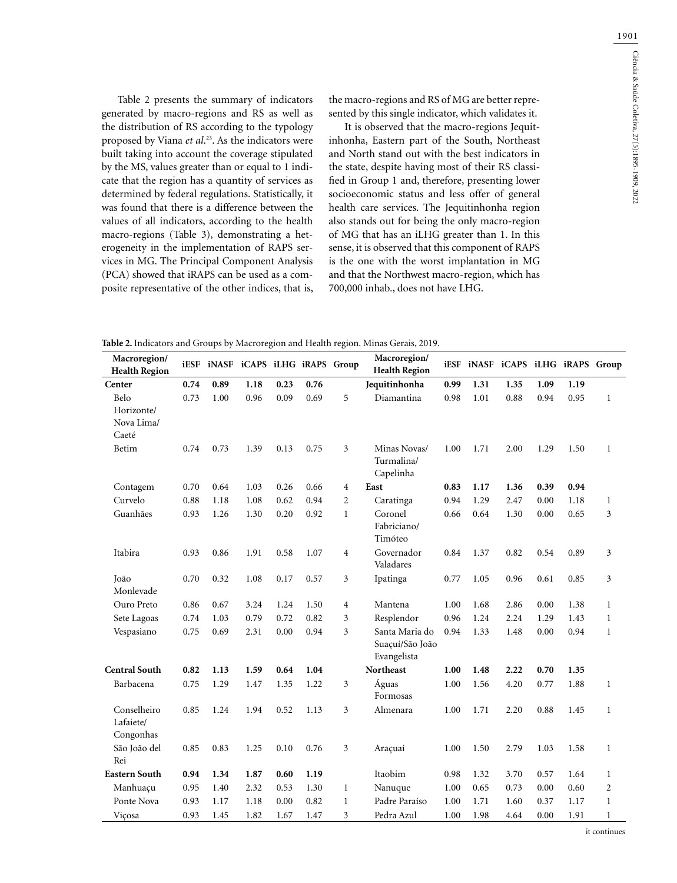Table 2 presents the summary of indicators generated by macro-regions and RS as well as the distribution of RS according to the typology proposed by Viana *et al.*[23]. As the indicators were built taking into account the coverage stipulated by the MS, values greater than or equal to 1 indicate that the region has a quantity of services as determined by federal regulations. Statistically, it was found that there is a difference between the values of all indicators, according to the health macro-regions (Table 3), demonstrating a heterogeneity in the implementation of RAPS services in MG. The Principal Component Analysis (PCA) showed that iRAPS can be used as a composite representative of the other indices, that is, the macro-regions and RS of MG are better represented by this single indicator, which validates it.

It is observed that the macro-regions Jequitinhonha, Eastern part of the South, Northeast and North stand out with the best indicators in the state, despite having most of their RS classified in Group 1 and, therefore, presenting lower socioeconomic status and less offer of general health care services. The Jequitinhonha region also stands out for being the only macro-region of MG that has an iLHG greater than 1. In this sense, it is observed that this component of RAPS is the one with the worst implantation in MG and that the Northwest macro-region, which has 700,000 inhab., does not have LHG.

**Table 2.** Indicators and Groups by Macroregion and Health region. Minas Gerais, 2019.

| Macroregion/ Health Region | iESF | iNASF | iCAPS | iLHG | iRAPS | Group | Macroregion/ Health Region | iESF | iNASF | iCAPS | iLHG | iRAPS | Group |
|---|---|---|---|---|---|---|---|---|---|---|---|---|---|
| **Center** | **0.74** | **0.89** | **1.18** | **0.23** | **0.76** | | **Jequitinhonha** | **0.99** | **1.31** | **1.35** | **1.09** | **1.19** | |
| Belo Horizonte/ Nova Lima/ Caeté | 0.73 | 1.00 | 0.96 | 0.09 | 0.69 | 5 | Diamantina | 0.98 | 1.01 | 0.88 | 0.94 | 0.95 | 1 |
| Betim | 0.74 | 0.73 | 1.39 | 0.13 | 0.75 | 3 | Minas Novas/ Turmalina/ Capelinha | 1.00 | 1.71 | 2.00 | 1.29 | 1.50 | 1 |
| Contagem | 0.70 | 0.64 | 1.03 | 0.26 | 0.66 | 4 | **East** | **0.83** | **1.17** | **1.36** | **0.39** | **0.94** | |
| Curvelo | 0.88 | 1.18 | 1.08 | 0.62 | 0.94 | 2 | Caratinga | 0.94 | 1.29 | 2.47 | 0.00 | 1.18 | 1 |
| Guanhães | 0.93 | 1.26 | 1.30 | 0.20 | 0.92 | 1 | Coronel Fabriciano/ Timóteo | 0.66 | 0.64 | 1.30 | 0.00 | 0.65 | 3 |
| Itabira | 0.93 | 0.86 | 1.91 | 0.58 | 1.07 | 4 | Governador Valadares | 0.84 | 1.37 | 0.82 | 0.54 | 0.89 | 3 |
| João Monlevade | 0.70 | 0.32 | 1.08 | 0.17 | 0.57 | 3 | Ipatinga | 0.77 | 1.05 | 0.96 | 0.61 | 0.85 | 3 |
| Ouro Preto | 0.86 | 0.67 | 3.24 | 1.24 | 1.50 | 4 | Mantena | 1.00 | 1.68 | 2.86 | 0.00 | 1.38 | 1 |
| Sete Lagoas | 0.74 | 1.03 | 0.79 | 0.72 | 0.82 | 3 | Resplendor | 0.96 | 1.24 | 2.24 | 1.29 | 1.43 | 1 |
| Vespasiano | 0.75 | 0.69 | 2.31 | 0.00 | 0.94 | 3 | Santa Maria do Suaçuí/São João Evangelista | 0.94 | 1.33 | 1.48 | 0.00 | 0.94 | 1 |
| **Central South** | **0.82** | **1.13** | **1.59** | **0.64** | **1.04** | | **Northeast** | **1.00** | **1.48** | **2.22** | **0.70** | **1.35** | |
| Barbacena | 0.75 | 1.29 | 1.47 | 1.35 | 1.22 | 3 | Águas Formosas | 1.00 | 1.56 | 4.20 | 0.77 | 1.88 | 1 |
| Conselheiro Lafaiete/ Congonhas | 0.85 | 1.24 | 1.94 | 0.52 | 1.13 | 3 | Almenara | 1.00 | 1.71 | 2.20 | 0.88 | 1.45 | 1 |
| São João del Rei | 0.85 | 0.83 | 1.25 | 0.10 | 0.76 | 3 | Araçuaí | 1.00 | 1.50 | 2.79 | 1.03 | 1.58 | 1 |
| **Eastern South** | **0.94** | **1.34** | **1.87** | **0.60** | **1.19** | | Itaobim | 0.98 | 1.32 | 3.70 | 0.57 | 1.64 | 1 |
| Manhuaçu | 0.95 | 1.40 | 2.32 | 0.53 | 1.30 | 1 | Nanuque | 1.00 | 0.65 | 0.73 | 0.00 | 0.60 | 2 |
| Ponte Nova | 0.93 | 1.17 | 1.18 | 0.00 | 0.82 | 1 | Padre Paraíso | 1.00 | 1.71 | 1.60 | 0.37 | 1.17 | 1 |
| Viçosa | 0.93 | 1.45 | 1.82 | 1.67 | 1.47 | 3 | Pedra Azul | 1.00 | 1.98 | 4.64 | 0.00 | 1.91 | 1 |

it continues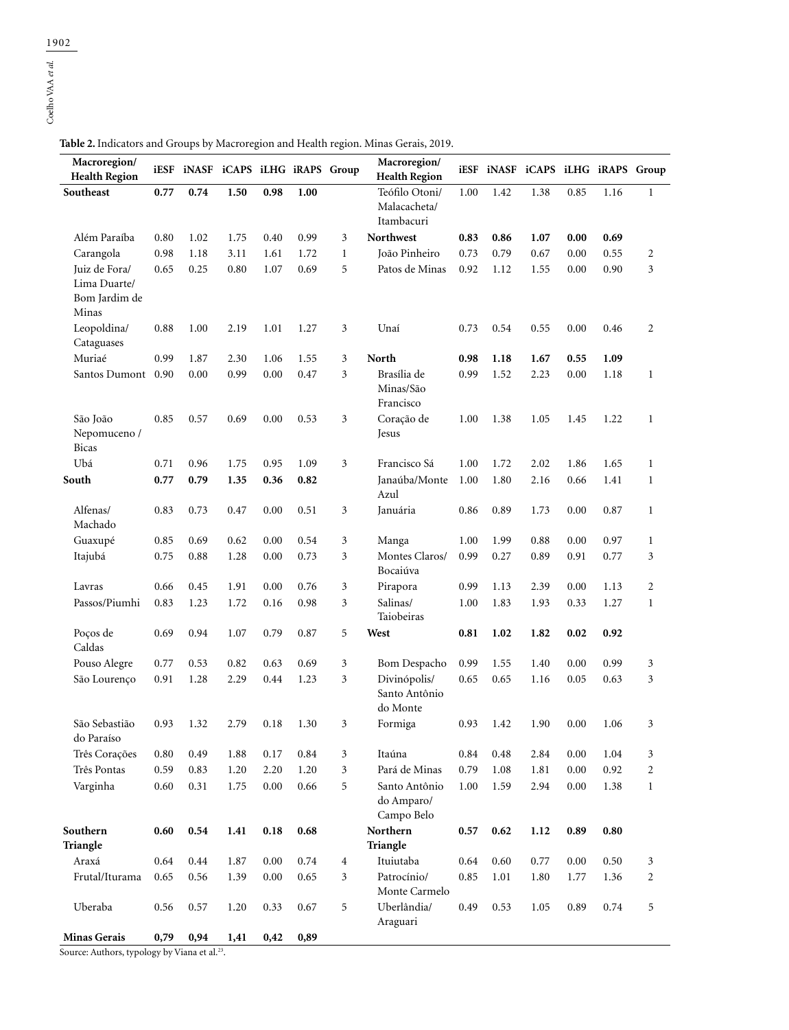**Table 2.** Indicators and Groups by Macroregion and Health region. Minas Gerais, 2019.

| Macroregion/ Health Region | iESF | iNASF | iCAPS | iLHG | iRAPS | Group | Macroregion/ Health Region | iESF | iNASF | iCAPS | iLHG | iRAPS | Group |
|---|---|---|---|---|---|---|---|---|---|---|---|---|---|
| **Southeast** | **0.77** | **0.74** | **1.50** | **0.98** | **1.00** | | Teófilo Otoni/ Malacacheta/ Itambacuri | 1.00 | 1.42 | 1.38 | 0.85 | 1.16 | 1 |
| Além Paraíba | 0.80 | 1.02 | 1.75 | 0.40 | 0.99 | 3 | **Northwest** | **0.83** | **0.86** | **1.07** | **0.00** | **0.69** | |
| Carangola | 0.98 | 1.18 | 3.11 | 1.61 | 1.72 | 1 | João Pinheiro | 0.73 | 0.79 | 0.67 | 0.00 | 0.55 | 2 |
| Juiz de Fora/ Lima Duarte/ Bom Jardim de Minas | 0.65 | 0.25 | 0.80 | 1.07 | 0.69 | 5 | Patos de Minas | 0.92 | 1.12 | 1.55 | 0.00 | 0.90 | 3 |
| Leopoldina/ Cataguases | 0.88 | 1.00 | 2.19 | 1.01 | 1.27 | 3 | Unaí | 0.73 | 0.54 | 0.55 | 0.00 | 0.46 | 2 |
| Muriaé | 0.99 | 1.87 | 2.30 | 1.06 | 1.55 | 3 | **North** | **0.98** | **1.18** | **1.67** | **0.55** | **1.09** | |
| Santos Dumont | 0.90 | 0.00 | 0.99 | 0.00 | 0.47 | 3 | Brasília de Minas/São Francisco | 0.99 | 1.52 | 2.23 | 0.00 | 1.18 | 1 |
| São João Nepomuceno / Bicas | 0.85 | 0.57 | 0.69 | 0.00 | 0.53 | 3 | Coração de Jesus | 1.00 | 1.38 | 1.05 | 1.45 | 1.22 | 1 |
| Ubá | 0.71 | 0.96 | 1.75 | 0.95 | 1.09 | 3 | Francisco Sá | 1.00 | 1.72 | 2.02 | 1.86 | 1.65 | 1 |
| **South** | **0.77** | **0.79** | **1.35** | **0.36** | **0.82** | | Janaúba/Monte Azul | 1.00 | 1.80 | 2.16 | 0.66 | 1.41 | 1 |
| Alfenas/ Machado | 0.83 | 0.73 | 0.47 | 0.00 | 0.51 | 3 | Januária | 0.86 | 0.89 | 1.73 | 0.00 | 0.87 | 1 |
| Guaxupé | 0.85 | 0.69 | 0.62 | 0.00 | 0.54 | 3 | Manga | 1.00 | 1.99 | 0.88 | 0.00 | 0.97 | 1 |
| Itajubá | 0.75 | 0.88 | 1.28 | 0.00 | 0.73 | 3 | Montes Claros/ Bocaiúva | 0.99 | 0.27 | 0.89 | 0.91 | 0.77 | 3 |
| Lavras | 0.66 | 0.45 | 1.91 | 0.00 | 0.76 | 3 | Pirapora | 0.99 | 1.13 | 2.39 | 0.00 | 1.13 | 2 |
| Passos/Piumhi | 0.83 | 1.23 | 1.72 | 0.16 | 0.98 | 3 | Salinas/ Taiobeiras | 1.00 | 1.83 | 1.93 | 0.33 | 1.27 | 1 |
| Poços de Caldas | 0.69 | 0.94 | 1.07 | 0.79 | 0.87 | 5 | **West** | **0.81** | **1.02** | **1.82** | **0.02** | **0.92** | |
| Pouso Alegre | 0.77 | 0.53 | 0.82 | 0.63 | 0.69 | 3 | Bom Despacho | 0.99 | 1.55 | 1.40 | 0.00 | 0.99 | 3 |
| São Lourenço | 0.91 | 1.28 | 2.29 | 0.44 | 1.23 | 3 | Divinópolis/ Santo Antônio do Monte | 0.65 | 0.65 | 1.16 | 0.05 | 0.63 | 3 |
| São Sebastião do Paraíso | 0.93 | 1.32 | 2.79 | 0.18 | 1.30 | 3 | Formiga | 0.93 | 1.42 | 1.90 | 0.00 | 1.06 | 3 |
| Três Corações | 0.80 | 0.49 | 1.88 | 0.17 | 0.84 | 3 | Itaúna | 0.84 | 0.48 | 2.84 | 0.00 | 1.04 | 3 |
| Três Pontas | 0.59 | 0.83 | 1.20 | 2.20 | 1.20 | 3 | Pará de Minas | 0.79 | 1.08 | 1.81 | 0.00 | 0.92 | 2 |
| Varginha | 0.60 | 0.31 | 1.75 | 0.00 | 0.66 | 5 | Santo Antônio do Amparo/ Campo Belo | 1.00 | 1.59 | 2.94 | 0.00 | 1.38 | 1 |
| **Southern Triangle** | **0.60** | **0.54** | **1.41** | **0.18** | **0.68** | | **Northern Triangle** | **0.57** | **0.62** | **1.12** | **0.89** | **0.80** | |
| Araxá | 0.64 | 0.44 | 1.87 | 0.00 | 0.74 | 4 | Ituiutaba | 0.64 | 0.60 | 0.77 | 0.00 | 0.50 | 3 |
| Frutal/Iturama | 0.65 | 0.56 | 1.39 | 0.00 | 0.65 | 3 | Patrocínio/ Monte Carmelo | 0.85 | 1.01 | 1.80 | 1.77 | 1.36 | 2 |
| Uberaba | 0.56 | 0.57 | 1.20 | 0.33 | 0.67 | 5 | Uberlândia/ Araguari | 0.49 | 0.53 | 1.05 | 0.89 | 0.74 | 5 |
| **Minas Gerais** | **0,79** | **0,94** | **1,41** | **0,42** | **0,89** | | | | | | | | |

Source: Authors, typology by Viana et al.[23].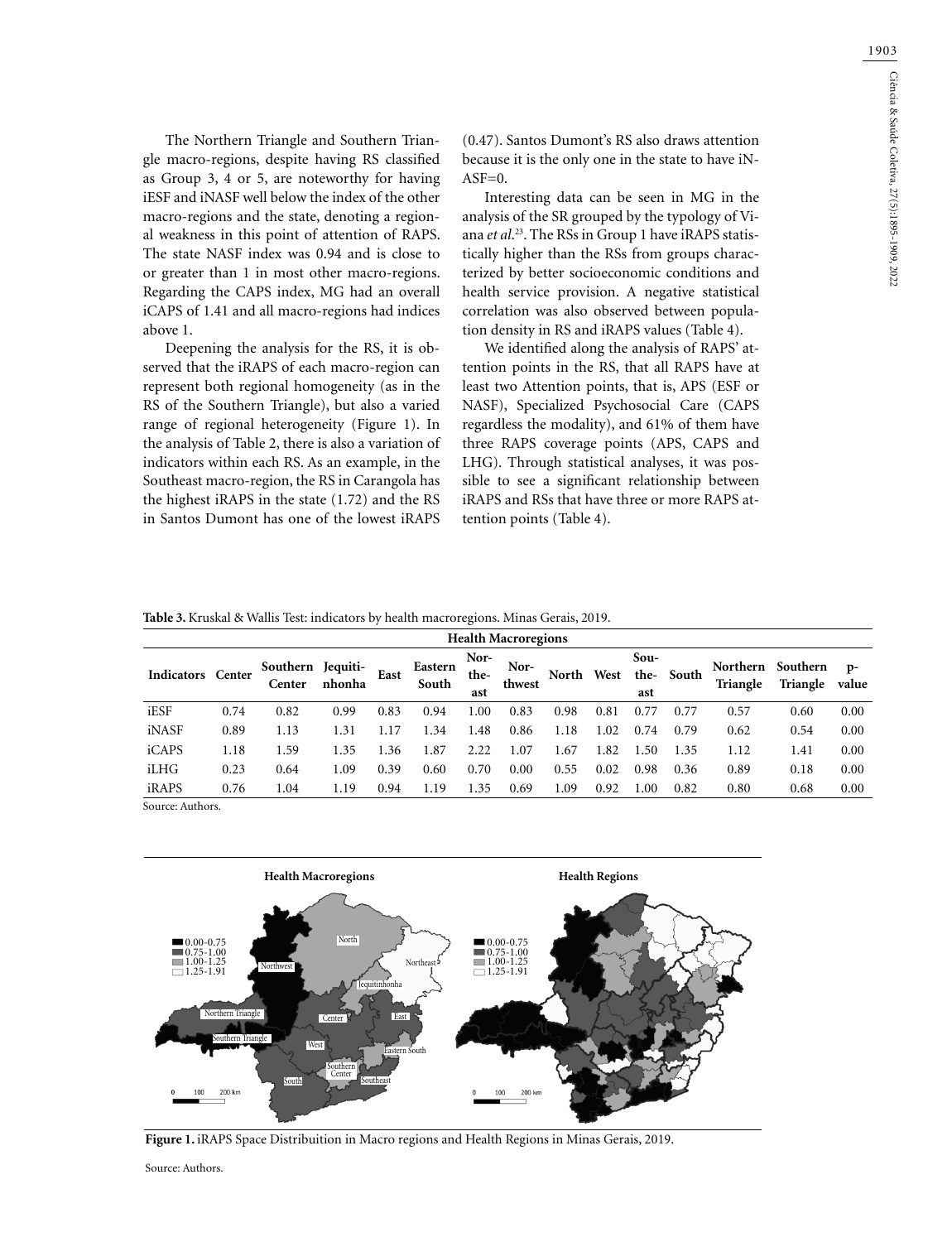The Northern Triangle and Southern Triangle macro-regions, despite having RS classified as Group 3, 4 or 5, are noteworthy for having iESF and iNASF well below the index of the other macro-regions and the state, denoting a regional weakness in this point of attention of RAPS. The state NASF index was 0.94 and is close to or greater than 1 in most other macro-regions. Regarding the CAPS index, MG had an overall iCAPS of 1.41 and all macro-regions had indices above 1.

Deepening the analysis for the RS, it is observed that the iRAPS of each macro-region can represent both regional homogeneity (as in the RS of the Southern Triangle), but also a varied range of regional heterogeneity (Figure 1). In the analysis of Table 2, there is also a variation of indicators within each RS. As an example, in the Southeast macro-region, the RS in Carangola has the highest iRAPS in the state (1.72) and the RS in Santos Dumont has one of the lowest iRAPS (0.47). Santos Dumont's RS also draws attention because it is the only one in the state to have iNASF=0.

Interesting data can be seen in MG in the analysis of the SR grouped by the typology of Viana *et al.*[23]. The RSs in Group 1 have iRAPS statistically higher than the RSs from groups characterized by better socioeconomic conditions and health service provision. A negative statistical correlation was also observed between population density in RS and iRAPS values (Table 4).

We identified along the analysis of RAPS' attention points in the RS, that all RAPS have at least two Attention points, that is, APS (ESF or NASF), Specialized Psychosocial Care (CAPS regardless the modality), and 61% of them have three RAPS coverage points (APS, CAPS and LHG). Through statistical analyses, it was possible to see a significant relationship between iRAPS and RSs that have three or more RAPS attention points (Table 4).

**Table 3.** Kruskal & Wallis Test: indicators by health macroregions. Minas Gerais, 2019.

| | Health Macroregions | | | | | | | | | | | | | |
|---|---|---|---|---|---|---|---|---|---|---|---|---|---|---|
| **Indicators** | **Center** | **Southern Center** | **Jequitinhonha** | **East** | **Eastern South** | **Northeast** | **Northwest** | **North** | **West** | **Southeast** | **South** | **Northern Triangle** | **Southern Triangle** | **p-value** |
| iESF | 0.74 | 0.82 | 0.99 | 0.83 | 0.94 | 1.00 | 0.83 | 0.98 | 0.81 | 0.77 | 0.77 | 0.57 | 0.60 | 0.00 |
| iNASF | 0.89 | 1.13 | 1.31 | 1.17 | 1.34 | 1.48 | 0.86 | 1.18 | 1.02 | 0.74 | 0.79 | 0.62 | 0.54 | 0.00 |
| iCAPS | 1.18 | 1.59 | 1.35 | 1.36 | 1.87 | 2.22 | 1.07 | 1.67 | 1.82 | 1.50 | 1.35 | 1.12 | 1.41 | 0.00 |
| iLHG | 0.23 | 0.64 | 1.09 | 0.39 | 0.60 | 0.70 | 0.00 | 0.55 | 0.02 | 0.98 | 0.36 | 0.89 | 0.18 | 0.00 |
| iRAPS | 0.76 | 1.04 | 1.19 | 0.94 | 1.19 | 1.35 | 0.69 | 1.09 | 0.92 | 1.00 | 0.82 | 0.80 | 0.68 | 0.00 |

Source: Authors.

**Figure 1.** iRAPS Space Distribuition in Macro regions and Health Regions in Minas Gerais, 2019.

Source: Authors.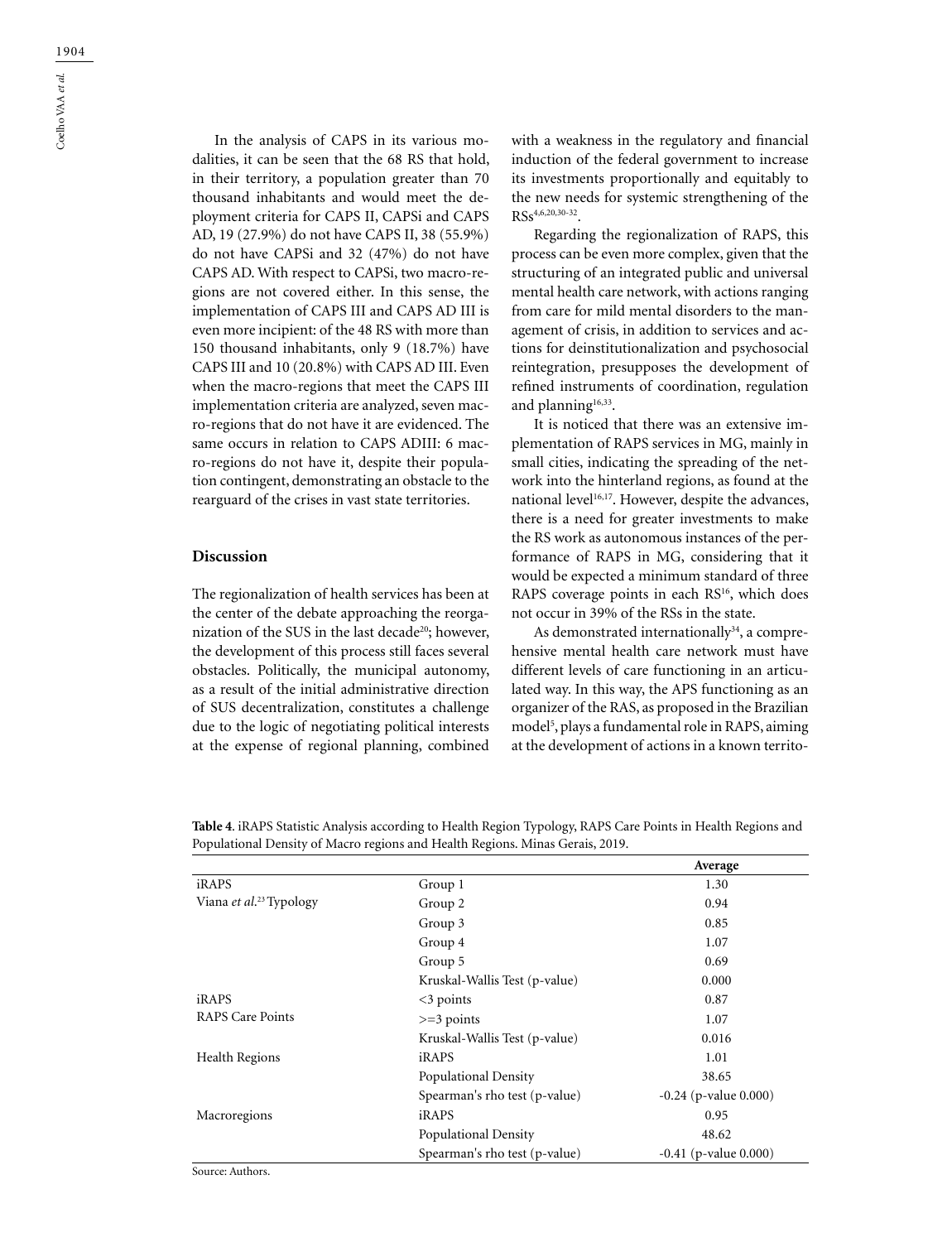In the analysis of CAPS in its various modalities, it can be seen that the 68 RS that hold, in their territory, a population greater than 70 thousand inhabitants and would meet the deployment criteria for CAPS II, CAPSi and CAPS AD, 19 (27.9%) do not have CAPS II, 38 (55.9%) do not have CAPSi and 32 (47%) do not have CAPS AD. With respect to CAPSi, two macro-regions are not covered either. In this sense, the implementation of CAPS III and CAPS AD III is even more incipient: of the 48 RS with more than 150 thousand inhabitants, only 9 (18.7%) have CAPS III and 10 (20.8%) with CAPS AD III. Even when the macro-regions that meet the CAPS III implementation criteria are analyzed, seven macro-regions that do not have it are evidenced. The same occurs in relation to CAPS ADIII: 6 macro-regions do not have it, despite their population contingent, demonstrating an obstacle to the rearguard of the crises in vast state territories.

## Discussion

The regionalization of health services has been at the center of the debate approaching the reorganization of the SUS in the last decade[20]; however, the development of this process still faces several obstacles. Politically, the municipal autonomy, as a result of the initial administrative direction of SUS decentralization, constitutes a challenge due to the logic of negotiating political interests at the expense of regional planning, combined with a weakness in the regulatory and financial induction of the federal government to increase its investments proportionally and equitably to the new needs for systemic strengthening of the RSs[4,6,20,30-32].

Regarding the regionalization of RAPS, this process can be even more complex, given that the structuring of an integrated public and universal mental health care network, with actions ranging from care for mild mental disorders to the management of crisis, in addition to services and actions for deinstitutionalization and psychosocial reintegration, presupposes the development of refined instruments of coordination, regulation and planning[16,33].

It is noticed that there was an extensive implementation of RAPS services in MG, mainly in small cities, indicating the spreading of the network into the hinterland regions, as found at the national level[16,17]. However, despite the advances, there is a need for greater investments to make the RS work as autonomous instances of the performance of RAPS in MG, considering that it would be expected a minimum standard of three RAPS coverage points in each RS[16], which does not occur in 39% of the RSs in the state.

As demonstrated internationally[34], a comprehensive mental health care network must have different levels of care functioning in an articulated way. In this way, the APS functioning as an organizer of the RAS, as proposed in the Brazilian model[5], plays a fundamental role in RAPS, aiming at the development of actions in a known territo-

**Table 4**. iRAPS Statistic Analysis according to Health Region Typology, RAPS Care Points in Health Regions and Populational Density of Macro regions and Health Regions. Minas Gerais, 2019.

| | | **Average** |
|---|---|---|
| iRAPS | Group 1 | 1.30 |
| Viana *et al.*[23] Typology | Group 2 | 0.94 |
| | Group 3 | 0.85 |
| | Group 4 | 1.07 |
| | Group 5 | 0.69 |
| | Kruskal-Wallis Test (p-value) | 0.000 |
| iRAPS | <3 points | 0.87 |
| RAPS Care Points | >=3 points | 1.07 |
| | Kruskal-Wallis Test (p-value) | 0.016 |
| Health Regions | iRAPS | 1.01 |
| | Populational Density | 38.65 |
| | Spearman's rho test (p-value) | -0.24 (p-value 0.000) |
| Macroregions | iRAPS | 0.95 |
| | Populational Density | 48.62 |
| | Spearman's rho test (p-value) | -0.41 (p-value 0.000) |

Source: Authors.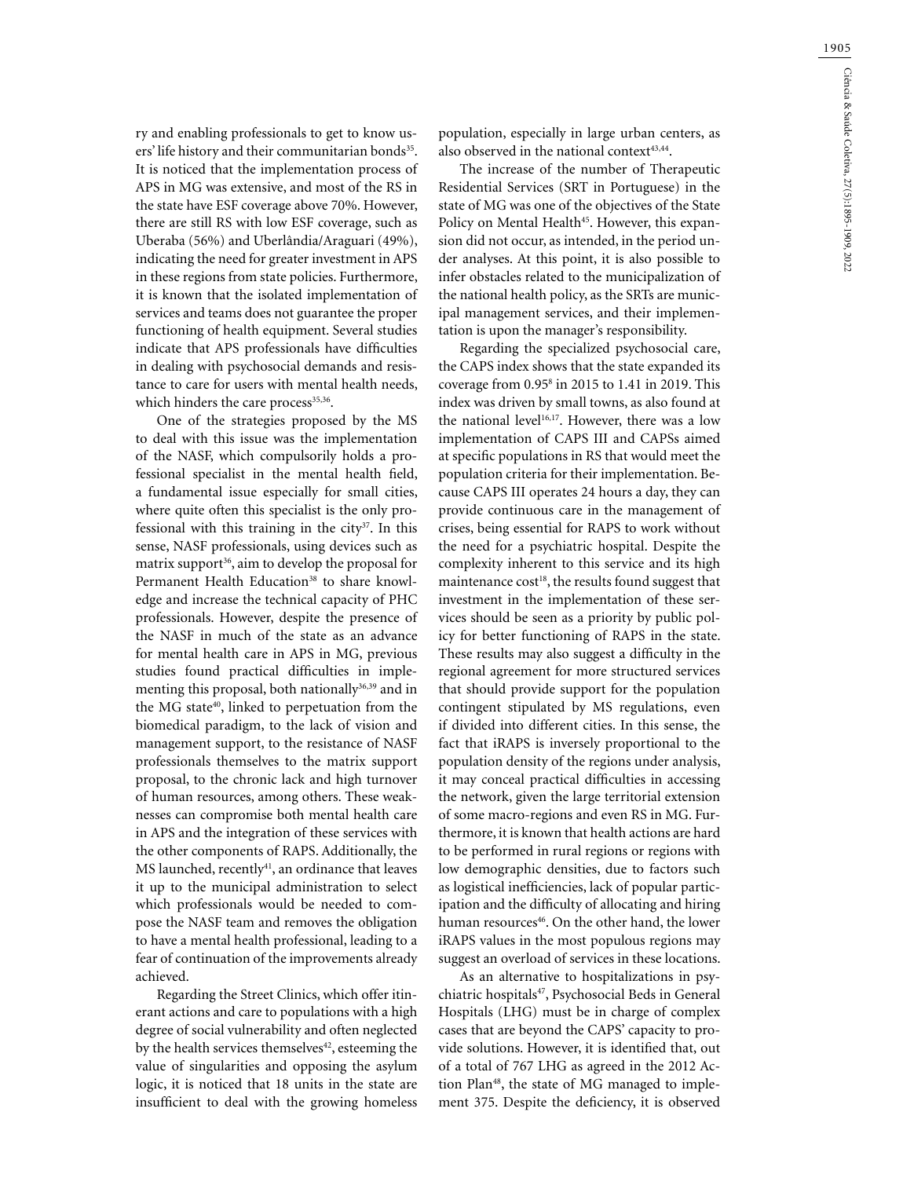ry and enabling professionals to get to know users' life history and their communitarian bonds[35]. It is noticed that the implementation process of APS in MG was extensive, and most of the RS in the state have ESF coverage above 70%. However, there are still RS with low ESF coverage, such as Uberaba (56%) and Uberlândia/Araguari (49%), indicating the need for greater investment in APS in these regions from state policies. Furthermore, it is known that the isolated implementation of services and teams does not guarantee the proper functioning of health equipment. Several studies indicate that APS professionals have difficulties in dealing with psychosocial demands and resistance to care for users with mental health needs, which hinders the care process[35,36].

One of the strategies proposed by the MS to deal with this issue was the implementation of the NASF, which compulsorily holds a professional specialist in the mental health field, a fundamental issue especially for small cities, where quite often this specialist is the only professional with this training in the city[37]. In this sense, NASF professionals, using devices such as matrix support[36], aim to develop the proposal for Permanent Health Education[38] to share knowledge and increase the technical capacity of PHC professionals. However, despite the presence of the NASF in much of the state as an advance for mental health care in APS in MG, previous studies found practical difficulties in implementing this proposal, both nationally[36,39] and in the MG state[40], linked to perpetuation from the biomedical paradigm, to the lack of vision and management support, to the resistance of NASF professionals themselves to the matrix support proposal, to the chronic lack and high turnover of human resources, among others. These weaknesses can compromise both mental health care in APS and the integration of these services with the other components of RAPS. Additionally, the MS launched, recently[41], an ordinance that leaves it up to the municipal administration to select which professionals would be needed to compose the NASF team and removes the obligation to have a mental health professional, leading to a fear of continuation of the improvements already achieved.

Regarding the Street Clinics, which offer itinerant actions and care to populations with a high degree of social vulnerability and often neglected by the health services themselves[42], esteeming the value of singularities and opposing the asylum logic, it is noticed that 18 units in the state are insufficient to deal with the growing homeless population, especially in large urban centers, as also observed in the national context[43,44].

The increase of the number of Therapeutic Residential Services (SRT in Portuguese) in the state of MG was one of the objectives of the State Policy on Mental Health[45]. However, this expansion did not occur, as intended, in the period under analyses. At this point, it is also possible to infer obstacles related to the municipalization of the national health policy, as the SRTs are municipal management services, and their implementation is upon the manager's responsibility.

Regarding the specialized psychosocial care, the CAPS index shows that the state expanded its coverage from 0.95[8] in 2015 to 1.41 in 2019. This index was driven by small towns, as also found at the national level[16,17]. However, there was a low implementation of CAPS III and CAPSs aimed at specific populations in RS that would meet the population criteria for their implementation. Because CAPS III operates 24 hours a day, they can provide continuous care in the management of crises, being essential for RAPS to work without the need for a psychiatric hospital. Despite the complexity inherent to this service and its high maintenance cost[18], the results found suggest that investment in the implementation of these services should be seen as a priority by public policy for better functioning of RAPS in the state. These results may also suggest a difficulty in the regional agreement for more structured services that should provide support for the population contingent stipulated by MS regulations, even if divided into different cities. In this sense, the fact that iRAPS is inversely proportional to the population density of the regions under analysis, it may conceal practical difficulties in accessing the network, given the large territorial extension of some macro-regions and even RS in MG. Furthermore, it is known that health actions are hard to be performed in rural regions or regions with low demographic densities, due to factors such as logistical inefficiencies, lack of popular participation and the difficulty of allocating and hiring human resources[46]. On the other hand, the lower iRAPS values in the most populous regions may suggest an overload of services in these locations.

As an alternative to hospitalizations in psychiatric hospitals[47], Psychosocial Beds in General Hospitals (LHG) must be in charge of complex cases that are beyond the CAPS' capacity to provide solutions. However, it is identified that, out of a total of 767 LHG as agreed in the 2012 Action Plan[48], the state of MG managed to implement 375. Despite the deficiency, it is observed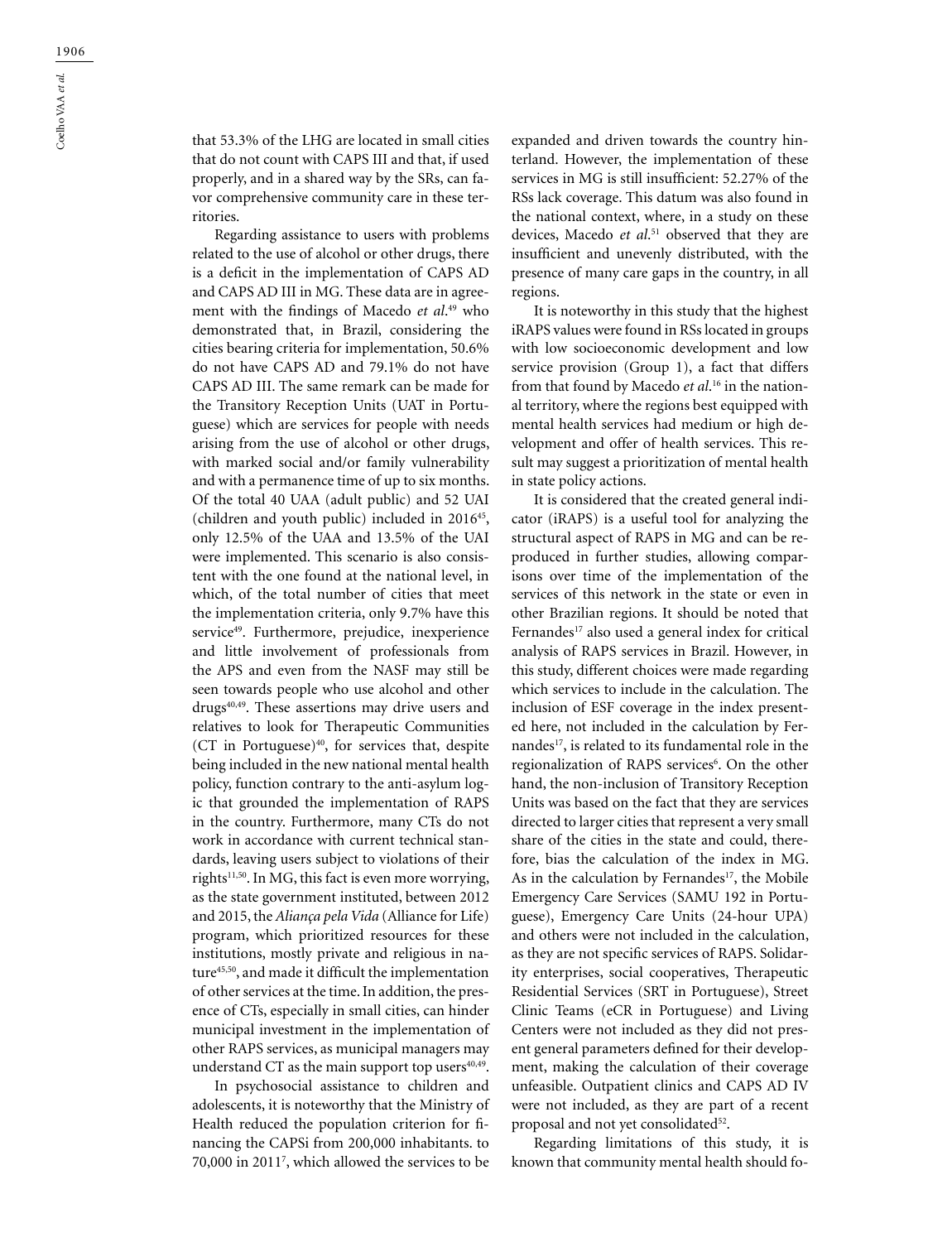that 53.3% of the LHG are located in small cities that do not count with CAPS III and that, if used properly, and in a shared way by the SRs, can favor comprehensive community care in these territories.

Regarding assistance to users with problems related to the use of alcohol or other drugs, there is a deficit in the implementation of CAPS AD and CAPS AD III in MG. These data are in agreement with the findings of Macedo *et al*.[49] who demonstrated that, in Brazil, considering the cities bearing criteria for implementation, 50.6% do not have CAPS AD and 79.1% do not have CAPS AD III. The same remark can be made for the Transitory Reception Units (UAT in Portuguese) which are services for people with needs arising from the use of alcohol or other drugs, with marked social and/or family vulnerability and with a permanence time of up to six months. Of the total 40 UAA (adult public) and 52 UAI (children and youth public) included in 2016[45], only 12.5% of the UAA and 13.5% of the UAI were implemented. This scenario is also consistent with the one found at the national level, in which, of the total number of cities that meet the implementation criteria, only 9.7% have this service[49]. Furthermore, prejudice, inexperience and little involvement of professionals from the APS and even from the NASF may still be seen towards people who use alcohol and other drugs[40,49]. These assertions may drive users and relatives to look for Therapeutic Communities (CT in Portuguese)[40], for services that, despite being included in the new national mental health policy, function contrary to the anti-asylum logic that grounded the implementation of RAPS in the country. Furthermore, many CTs do not work in accordance with current technical standards, leaving users subject to violations of their rights[11,50]. In MG, this fact is even more worrying, as the state government instituted, between 2012 and 2015, the *Aliança pela Vida* (Alliance for Life) program, which prioritized resources for these institutions, mostly private and religious in nature[45,50], and made it difficult the implementation of other services at the time. In addition, the presence of CTs, especially in small cities, can hinder municipal investment in the implementation of other RAPS services, as municipal managers may understand CT as the main support top users[40,49].

In psychosocial assistance to children and adolescents, it is noteworthy that the Ministry of Health reduced the population criterion for financing the CAPSi from 200,000 inhabitants. to 70,000 in 2011[7], which allowed the services to be expanded and driven towards the country hinterland. However, the implementation of these services in MG is still insufficient: 52.27% of the RSs lack coverage. This datum was also found in the national context, where, in a study on these devices, Macedo *et al*.[51] observed that they are insufficient and unevenly distributed, with the presence of many care gaps in the country, in all regions.

It is noteworthy in this study that the highest iRAPS values were found in RSs located in groups with low socioeconomic development and low service provision (Group 1), a fact that differs from that found by Macedo *et al*.[16] in the national territory, where the regions best equipped with mental health services had medium or high development and offer of health services. This result may suggest a prioritization of mental health in state policy actions.

It is considered that the created general indicator (iRAPS) is a useful tool for analyzing the structural aspect of RAPS in MG and can be reproduced in further studies, allowing comparisons over time of the implementation of the services of this network in the state or even in other Brazilian regions. It should be noted that Fernandes[17] also used a general index for critical analysis of RAPS services in Brazil. However, in this study, different choices were made regarding which services to include in the calculation. The inclusion of ESF coverage in the index presented here, not included in the calculation by Fernandes[17], is related to its fundamental role in the regionalization of RAPS services[6]. On the other hand, the non-inclusion of Transitory Reception Units was based on the fact that they are services directed to larger cities that represent a very small share of the cities in the state and could, therefore, bias the calculation of the index in MG. As in the calculation by Fernandes[17], the Mobile Emergency Care Services (SAMU 192 in Portuguese), Emergency Care Units (24-hour UPA) and others were not included in the calculation, as they are not specific services of RAPS. Solidarity enterprises, social cooperatives, Therapeutic Residential Services (SRT in Portuguese), Street Clinic Teams (eCR in Portuguese) and Living Centers were not included as they did not present general parameters defined for their development, making the calculation of their coverage unfeasible. Outpatient clinics and CAPS AD IV were not included, as they are part of a recent proposal and not yet consolidated[52].

Regarding limitations of this study, it is known that community mental health should fo-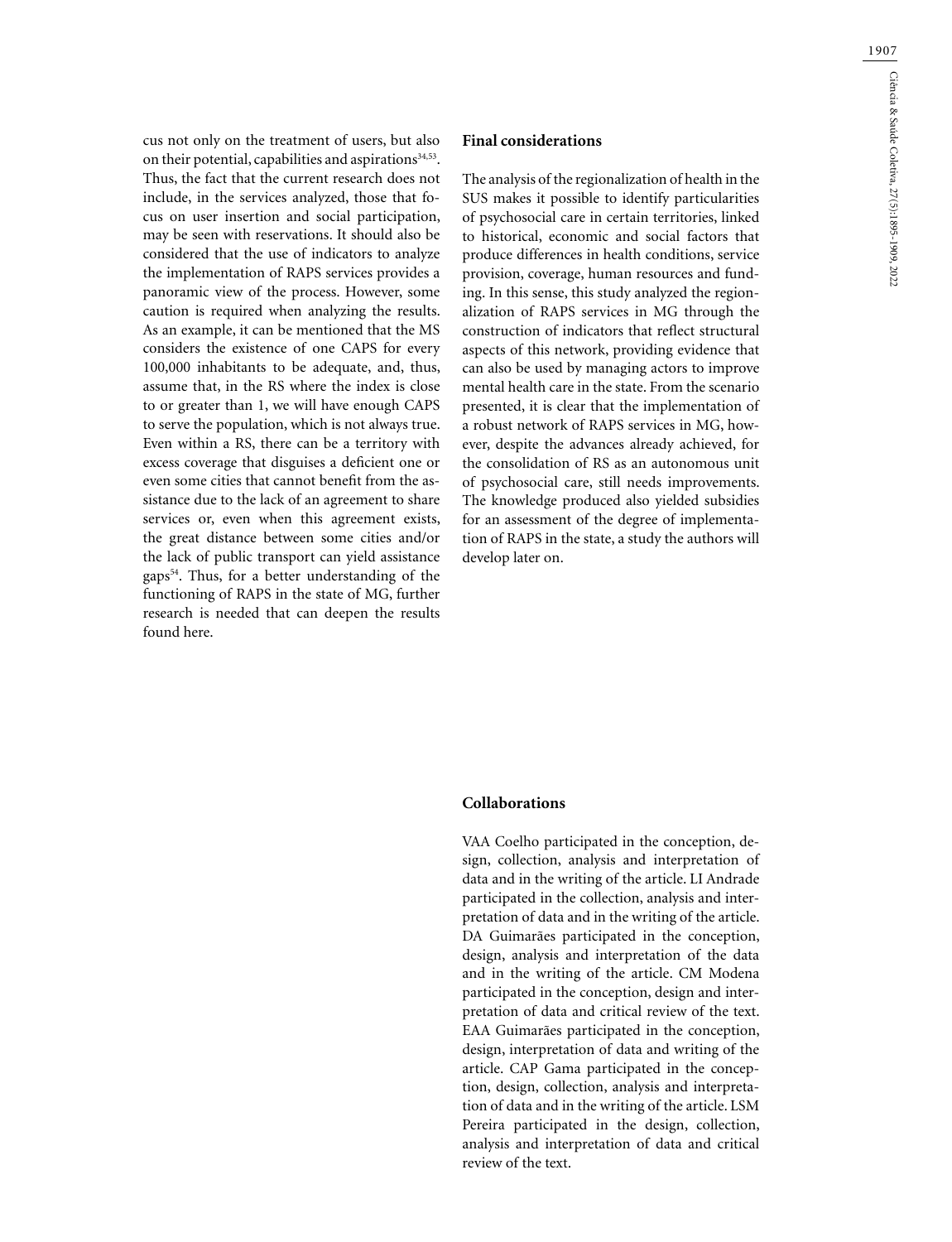cus not only on the treatment of users, but also on their potential, capabilities and aspirations[34,53]. Thus, the fact that the current research does not include, in the services analyzed, those that focus on user insertion and social participation, may be seen with reservations. It should also be considered that the use of indicators to analyze the implementation of RAPS services provides a panoramic view of the process. However, some caution is required when analyzing the results. As an example, it can be mentioned that the MS considers the existence of one CAPS for every 100,000 inhabitants to be adequate, and, thus, assume that, in the RS where the index is close to or greater than 1, we will have enough CAPS to serve the population, which is not always true. Even within a RS, there can be a territory with excess coverage that disguises a deficient one or even some cities that cannot benefit from the assistance due to the lack of an agreement to share services or, even when this agreement exists, the great distance between some cities and/or the lack of public transport can yield assistance gaps[54]. Thus, for a better understanding of the functioning of RAPS in the state of MG, further research is needed that can deepen the results found here.

## Final considerations

The analysis of the regionalization of health in the SUS makes it possible to identify particularities of psychosocial care in certain territories, linked to historical, economic and social factors that produce differences in health conditions, service provision, coverage, human resources and funding. In this sense, this study analyzed the regionalization of RAPS services in MG through the construction of indicators that reflect structural aspects of this network, providing evidence that can also be used by managing actors to improve mental health care in the state. From the scenario presented, it is clear that the implementation of a robust network of RAPS services in MG, however, despite the advances already achieved, for the consolidation of RS as an autonomous unit of psychosocial care, still needs improvements. The knowledge produced also yielded subsidies for an assessment of the degree of implementation of RAPS in the state, a study the authors will develop later on.

## Collaborations

VAA Coelho participated in the conception, design, collection, analysis and interpretation of data and in the writing of the article. LI Andrade participated in the collection, analysis and interpretation of data and in the writing of the article. DA Guimarães participated in the conception, design, analysis and interpretation of the data and in the writing of the article. CM Modena participated in the conception, design and interpretation of data and critical review of the text. EAA Guimarães participated in the conception, design, interpretation of data and writing of the article. CAP Gama participated in the conception, design, collection, analysis and interpretation of data and in the writing of the article. LSM Pereira participated in the design, collection, analysis and interpretation of data and critical review of the text.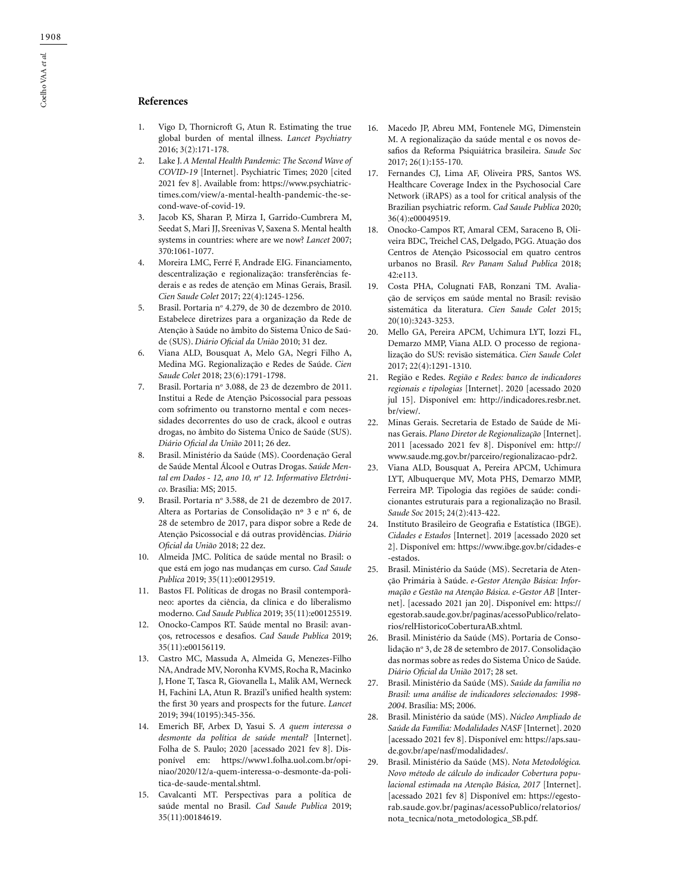## References

1. Vigo D, Thornicroft G, Atun R. Estimating the true global burden of mental illness. *Lancet Psychiatry* 2016; 3(2):171-178.
2. Lake J. *A Mental Health Pandemic: The Second Wave of COVID-19* [Internet]. Psychiatric Times; 2020 [cited 2021 fev 8]. Available from: https://www.psychiatrictimes.com/view/a-mental-health-pandemic-the-second-wave-of-covid-19.
3. Jacob KS, Sharan P, Mirza I, Garrido-Cumbrera M, Seedat S, Mari JJ, Sreenivas V, Saxena S. Mental health systems in countries: where are we now? *Lancet* 2007; 370:1061-1077.
4. Moreira LMC, Ferré F, Andrade EIG. Financiamento, descentralização e regionalização: transferências federais e as redes de atenção em Minas Gerais, Brasil. *Cien Saude Colet* 2017; 22(4):1245-1256.
5. Brasil. Portaria nº 4.279, de 30 de dezembro de 2010. Estabelece diretrizes para a organização da Rede de Atenção à Saúde no âmbito do Sistema Único de Saúde (SUS). *Diário Oficial da União* 2010; 31 dez.
6. Viana ALD, Bousquat A, Melo GA, Negri Filho A, Medina MG. Regionalização e Redes de Saúde. *Cien Saude Colet* 2018; 23(6):1791-1798.
7. Brasil. Portaria nº 3.088, de 23 de dezembro de 2011. Institui a Rede de Atenção Psicossocial para pessoas com sofrimento ou transtorno mental e com necessidades decorrentes do uso de crack, álcool e outras drogas, no âmbito do Sistema Único de Saúde (SUS). *Diário Oficial da União* 2011; 26 dez.
8. Brasil. Ministério da Saúde (MS). Coordenação Geral de Saúde Mental Álcool e Outras Drogas. *Saúde Mental em Dados - 12, ano 10, nº 12. Informativo Eletrônico*. Brasília: MS; 2015.
9. Brasil. Portaria nº 3.588, de 21 de dezembro de 2017. Altera as Portarias de Consolidação nº 3 e nº 6, de 28 de setembro de 2017, para dispor sobre a Rede de Atenção Psicossocial e dá outras providências. *Diário Oficial da União* 2018; 22 dez.
10. Almeida JMC. Política de saúde mental no Brasil: o que está em jogo nas mudanças em curso. *Cad Saude Publica* 2019; 35(11):e00129519.
11. Bastos FI. Políticas de drogas no Brasil contemporâneo: aportes da ciência, da clínica e do liberalismo moderno. *Cad Saude Publica* 2019; 35(11):e00125519.
12. Onocko-Campos RT. Saúde mental no Brasil: avanços, retrocessos e desafios. *Cad Saude Publica* 2019; 35(11):e00156119.
13. Castro MC, Massuda A, Almeida G, Menezes-Filho NA, Andrade MV, Noronha KVMS, Rocha R, Macinko J, Hone T, Tasca R, Giovanella L, Malik AM, Werneck H, Fachini LA, Atun R. Brazil's unified health system: the first 30 years and prospects for the future. *Lancet* 2019; 394(10195):345-356.
14. Emerich BF, Arbex D, Yasui S. *A quem interessa o desmonte da política de saúde mental?* [Internet]. Folha de S. Paulo; 2020 [acessado 2021 fev 8]. Disponível em: https://www1.folha.uol.com.br/opiniao/2020/12/a-quem-interessa-o-desmonte-da-politica-de-saude-mental.shtml.
15. Cavalcanti MT. Perspectivas para a política de saúde mental no Brasil. *Cad Saude Publica* 2019; 35(11):00184619.
16. Macedo JP, Abreu MM, Fontenele MG, Dimenstein M. A regionalização da saúde mental e os novos desafios da Reforma Psiquiátrica brasileira. *Saude Soc* 2017; 26(1):155-170.
17. Fernandes CJ, Lima AF, Oliveira PRS, Santos WS. Healthcare Coverage Index in the Psychosocial Care Network (iRAPS) as a tool for critical analysis of the Brazilian psychiatric reform. *Cad Saude Publica* 2020; 36(4):e00049519.
18. Onocko-Campos RT, Amaral CEM, Saraceno B, Oliveira BDC, Treichel CAS, Delgado, PGG. Atuação dos Centros de Atenção Psicossocial em quatro centros urbanos no Brasil. *Rev Panam Salud Publica* 2018; 42:e113.
19. Costa PHA, Colugnati FAB, Ronzani TM. Avaliação de serviços em saúde mental no Brasil: revisão sistemática da literatura. *Cien Saude Colet* 2015; 20(10):3243-3253.
20. Mello GA, Pereira APCM, Uchimura LYT, Iozzi FL, Demarzo MMP, Viana ALD. O processo de regionalização do SUS: revisão sistemática. *Cien Saude Colet* 2017; 22(4):1291-1310.
21. Região e Redes. *Região e Redes: banco de indicadores regionais e tipologias* [Internet]. 2020 [acessado 2020 jul 15]. Disponível em: http://indicadores.resbr.net.br/view/.
22. Minas Gerais. Secretaria de Estado de Saúde de Minas Gerais. *Plano Diretor de Regionalização* [Internet]. 2011 [acessado 2021 fev 8]. Disponível em: http://www.saude.mg.gov.br/parceiro/regionalizacao-pdr2.
23. Viana ALD, Bousquat A, Pereira APCM, Uchimura LYT, Albuquerque MV, Mota PHS, Demarzo MMP, Ferreira MP. Tipologia das regiões de saúde: condicionantes estruturais para a regionalização no Brasil. *Saude Soc* 2015; 24(2):413-422.
24. Instituto Brasileiro de Geografia e Estatística (IBGE). *Cidades e Estados* [Internet]. 2019 [acessado 2020 set 2]. Disponível em: https://www.ibge.gov.br/cidades-e-estados.
25. Brasil. Ministério da Saúde (MS). Secretaria de Atenção Primária à Saúde. *e-Gestor Atenção Básica: Informação e Gestão na Atenção Básica. e-Gestor AB* [Internet]. [acessado 2021 jan 20]. Disponível em: https://egestorab.saude.gov.br/paginas/acessoPublico/relatorios/relHistoricoCoberturaAB.xhtml.
26. Brasil. Ministério da Saúde (MS). Portaria de Consolidação nº 3, de 28 de setembro de 2017. Consolidação das normas sobre as redes do Sistema Único de Saúde. *Diário Oficial da União* 2017; 28 set.
27. Brasil. Ministério da Saúde (MS). *Saúde da familia no Brasil: uma análise de indicadores selecionados: 1998-2004*. Brasília: MS; 2006.
28. Brasil. Ministério da saúde (MS). *Núcleo Ampliado de Saúde da Família: Modalidades NASF* [Internet]. 2020 [acessado 2021 fev 8]. Disponível em: https://aps.saude.gov.br/ape/nasf/modalidades/.
29. Brasil. Ministério da Saúde (MS). *Nota Metodológica. Novo método de cálculo do indicador Cobertura populacional estimada na Atenção Básica, 2017* [Internet]. [acessado 2021 fev 8] Disponível em: https://egestorab.saude.gov.br/paginas/acessoPublico/relatorios/nota_tecnica/nota_metodologica_SB.pdf.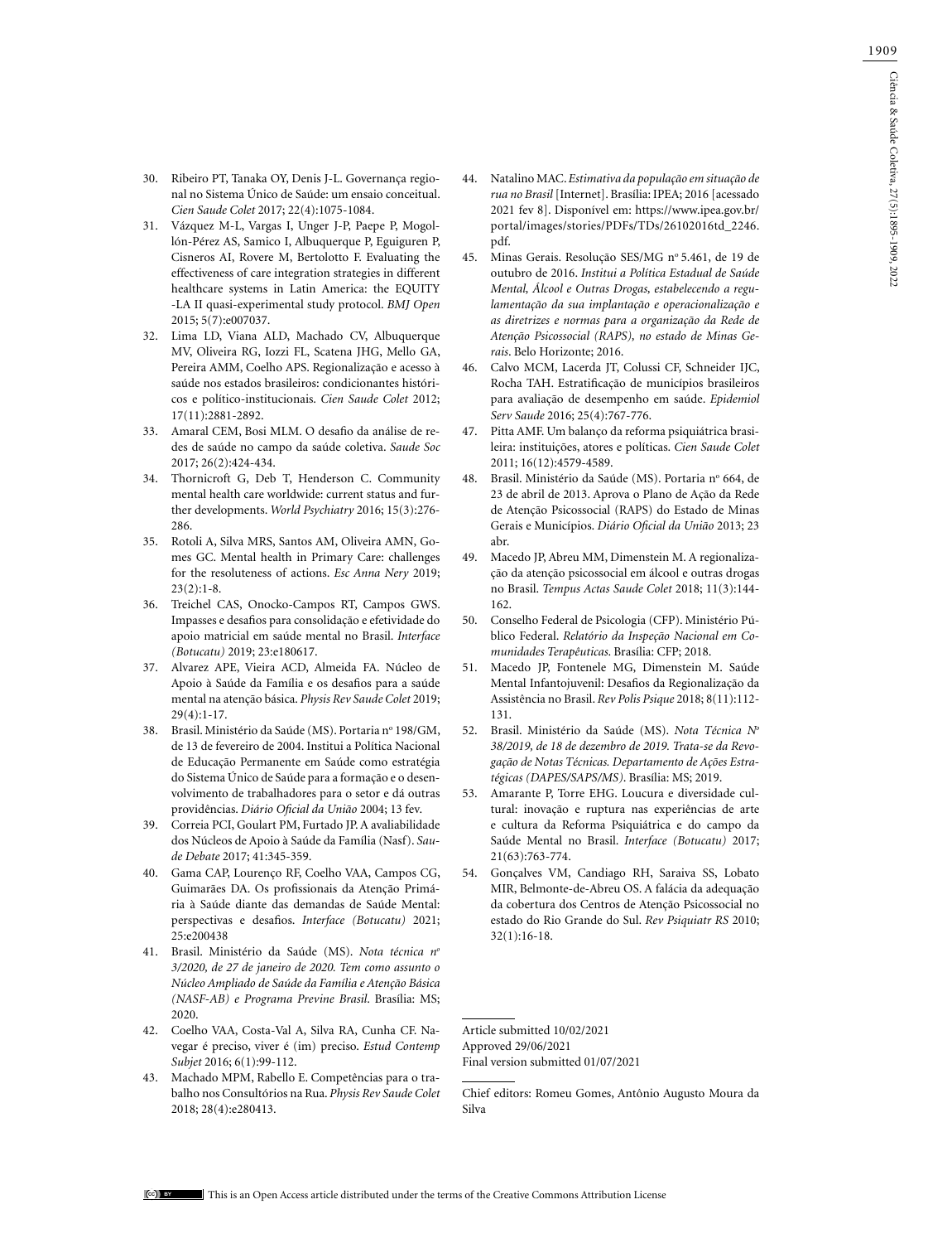30. Ribeiro PT, Tanaka OY, Denis J-L. Governança regional no Sistema Único de Saúde: um ensaio conceitual. *Cien Saude Colet* 2017; 22(4):1075-1084.
31. Vázquez M-L, Vargas I, Unger J-P, Paepe P, Mogollón-Pérez AS, Samico I, Albuquerque P, Eguiguren P, Cisneros AI, Rovere M, Bertolotto F. Evaluating the effectiveness of care integration strategies in different healthcare systems in Latin America: the EQUITY -LA II quasi-experimental study protocol. *BMJ Open* 2015; 5(7):e007037.
32. Lima LD, Viana ALD, Machado CV, Albuquerque MV, Oliveira RG, Iozzi FL, Scatena JHG, Mello GA, Pereira AMM, Coelho APS. Regionalização e acesso à saúde nos estados brasileiros: condicionantes históricos e político-institucionais. *Cien Saude Colet* 2012; 17(11):2881-2892.
33. Amaral CEM, Bosi MLM. O desafio da análise de redes de saúde no campo da saúde coletiva. *Saude Soc* 2017; 26(2):424-434.
34. Thornicroft G, Deb T, Henderson C. Community mental health care worldwide: current status and further developments. *World Psychiatry* 2016; 15(3):276-286.
35. Rotoli A, Silva MRS, Santos AM, Oliveira AMN, Gomes GC. Mental health in Primary Care: challenges for the resoluteness of actions. *Esc Anna Nery* 2019; 23(2):1-8.
36. Treichel CAS, Onocko-Campos RT, Campos GWS. Impasses e desafios para consolidação e efetividade do apoio matricial em saúde mental no Brasil. *Interface (Botucatu)* 2019; 23:e180617.
37. Alvarez APE, Vieira ACD, Almeida FA. Núcleo de Apoio à Saúde da Família e os desafios para a saúde mental na atenção básica. *Physis Rev Saude Colet* 2019; 29(4):1-17.
38. Brasil. Ministério da Saúde (MS). Portaria nº 198/GM, de 13 de fevereiro de 2004. Institui a Política Nacional de Educação Permanente em Saúde como estratégia do Sistema Único de Saúde para a formação e o desenvolvimento de trabalhadores para o setor e dá outras providências. *Diário Oficial da União* 2004; 13 fev.
39. Correia PCI, Goulart PM, Furtado JP. A avaliabilidade dos Núcleos de Apoio à Saúde da Família (Nasf). *Saude Debate* 2017; 41:345-359.
40. Gama CAP, Lourenço RF, Coelho VAA, Campos CG, Guimarães DA. Os profissionais da Atenção Primária à Saúde diante das demandas de Saúde Mental: perspectivas e desafios. *Interface (Botucatu)* 2021; 25:e200438
41. Brasil. Ministério da Saúde (MS). *Nota técnica nº 3/2020, de 27 de janeiro de 2020. Tem como assunto o Núcleo Ampliado de Saúde da Família e Atenção Básica (NASF-AB) e Programa Previne Brasil*. Brasília: MS; 2020.
42. Coelho VAA, Costa-Val A, Silva RA, Cunha CF. Navegar é preciso, viver é (im) preciso. *Estud Contemp Subjet* 2016; 6(1):99-112.
43. Machado MPM, Rabello E. Competências para o trabalho nos Consultórios na Rua. *Physis Rev Saude Colet* 2018; 28(4):e280413.
44. Natalino MAC. *Estimativa da população em situação de rua no Brasil* [Internet]. Brasília: IPEA; 2016 [acessado 2021 fev 8]. Disponível em: https://www.ipea.gov.br/portal/images/stories/PDFs/TDs/26102016td_2246.pdf.
45. Minas Gerais. Resolução SES/MG nº 5.461, de 19 de outubro de 2016. *Institui a Política Estadual de Saúde Mental, Álcool e Outras Drogas, estabelecendo a regulamentação da sua implantação e operacionalização e as diretrizes e normas para a organização da Rede de Atenção Psicossocial (RAPS), no estado de Minas Gerais*. Belo Horizonte; 2016.
46. Calvo MCM, Lacerda JT, Colussi CF, Schneider IJC, Rocha TAH. Estratificação de municípios brasileiros para avaliação de desempenho em saúde. *Epidemiol Serv Saude* 2016; 25(4):767-776.
47. Pitta AMF. Um balanço da reforma psiquiátrica brasileira: instituições, atores e políticas. *Cien Saude Colet* 2011; 16(12):4579-4589.
48. Brasil. Ministério da Saúde (MS). Portaria nº 664, de 23 de abril de 2013. Aprova o Plano de Ação da Rede de Atenção Psicossocial (RAPS) do Estado de Minas Gerais e Municípios. *Diário Oficial da União* 2013; 23 abr.
49. Macedo JP, Abreu MM, Dimenstein M. A regionalização da atenção psicossocial em álcool e outras drogas no Brasil. *Tempus Actas Saude Colet* 2018; 11(3):144-162.
50. Conselho Federal de Psicologia (CFP). Ministério Público Federal. *Relatório da Inspeção Nacional em Comunidades Terapêuticas*. Brasília: CFP; 2018.
51. Macedo JP, Fontenele MG, Dimenstein M. Saúde Mental Infantojuvenil: Desafios da Regionalização da Assistência no Brasil. *Rev Polis Psique* 2018; 8(11):112-131.
52. Brasil. Ministério da Saúde (MS). *Nota Técnica Nº 38/2019, de 18 de dezembro de 2019. Trata-se da Revogação de Notas Técnicas. Departamento de Ações Estratégicas (DAPES/SAPS/MS)*. Brasília: MS; 2019.
53. Amarante P, Torre EHG. Loucura e diversidade cultural: inovação e ruptura nas experiências de arte e cultura da Reforma Psiquiátrica e do campo da Saúde Mental no Brasil. *Interface (Botucatu)* 2017; 21(63):763-774.
54. Gonçalves VM, Candiago RH, Saraiva SS, Lobato MIR, Belmonte-de-Abreu OS. A falácia da adequação da cobertura dos Centros de Atenção Psicossocial no estado do Rio Grande do Sul. *Rev Psiquiatr RS* 2010; 32(1):16-18.

Article submitted 10/02/2021
Approved 29/06/2021
Final version submitted 01/07/2021

Chief editors: Romeu Gomes, Antônio Augusto Moura da Silva

This is an Open Access article distributed under the terms of the Creative Commons Attribution License